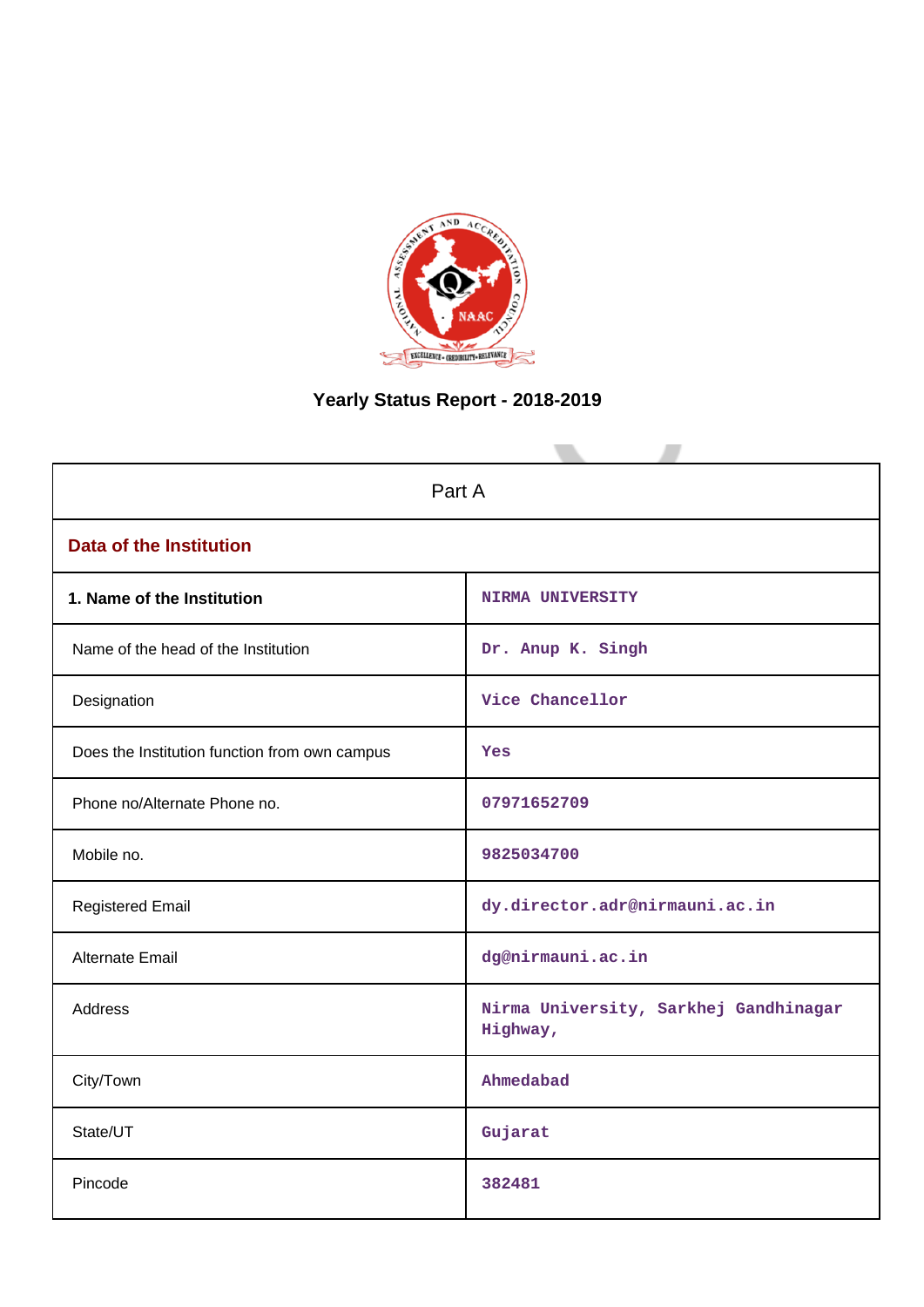# Yearly Status Report - 2018-2019

| Part A | |
|---|---|
| **Data of the Institution** | |
| **1. Name of the Institution** | NIRMA UNIVERSITY |
| Name of the head of the Institution | Dr. Anup K. Singh |
| Designation | Vice Chancellor |
| Does the Institution function from own campus | Yes |
| Phone no/Alternate Phone no. | 07971652709 |
| Mobile no. | 9825034700 |
| Registered Email | dy.director.adr@nirmauni.ac.in |
| Alternate Email | dg@nirmauni.ac.in |
| Address | Nirma University, Sarkhej Gandhinagar Highway, |
| City/Town | Ahmedabad |
| State/UT | Gujarat |
| Pincode | 382481 |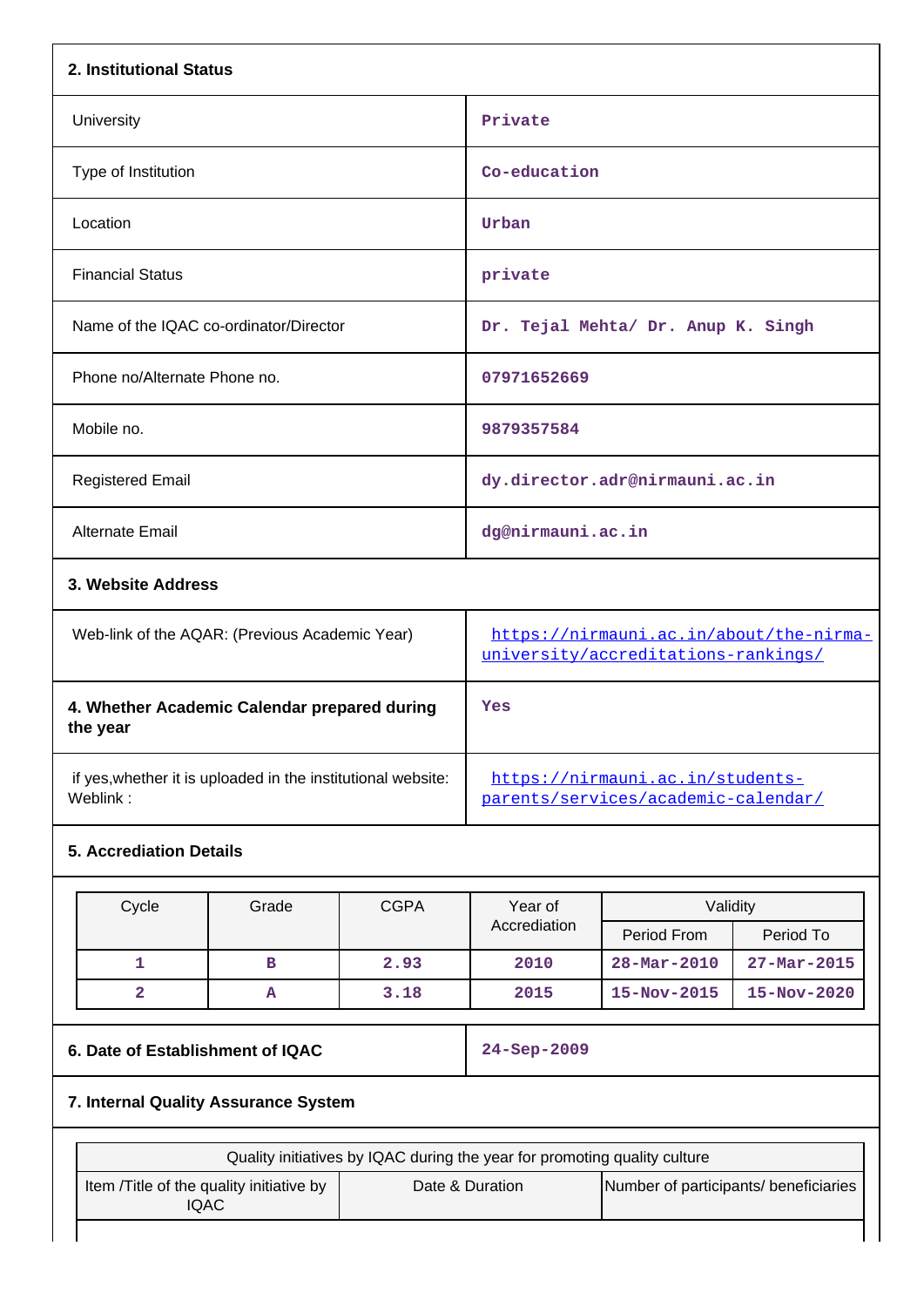## 2. Institutional Status

| | |
|---|---|
| University | Private |
| Type of Institution | Co-education |
| Location | Urban |
| Financial Status | private |
| Name of the IQAC co-ordinator/Director | Dr. Tejal Mehta/ Dr. Anup K. Singh |
| Phone no/Alternate Phone no. | 07971652669 |
| Mobile no. | 9879357584 |
| Registered Email | dy.director.adr@nirmauni.ac.in |
| Alternate Email | dg@nirmauni.ac.in |

## 3. Website Address

| | |
|---|---|
| Web-link of the AQAR: (Previous Academic Year) | https://nirmauni.ac.in/about/the-nirma-university/accreditations-rankings/ |

| | |
|---|---|
| **4. Whether Academic Calendar prepared during the year** | Yes |
| if yes,whether it is uploaded in the institutional website: Weblink : | https://nirmauni.ac.in/students-parents/services/academic-calendar/ |

## 5. Accrediation Details

| Cycle | Grade | CGPA | Year of Accrediation | Validity | |
|---|---|---|---|---|---|
| | | | | Period From | Period To |
| 1 | B | 2.93 | 2010 | 28-Mar-2010 | 27-Mar-2015 |
| 2 | A | 3.18 | 2015 | 15-Nov-2015 | 15-Nov-2020 |

| | |
|---|---|
| **6. Date of Establishment of IQAC** | 24-Sep-2009 |

## 7. Internal Quality Assurance System

| Quality initiatives by IQAC during the year for promoting quality culture | | |
|---|---|---|
| Item /Title of the quality initiative by IQAC | Date & Duration | Number of participants/ beneficiaries |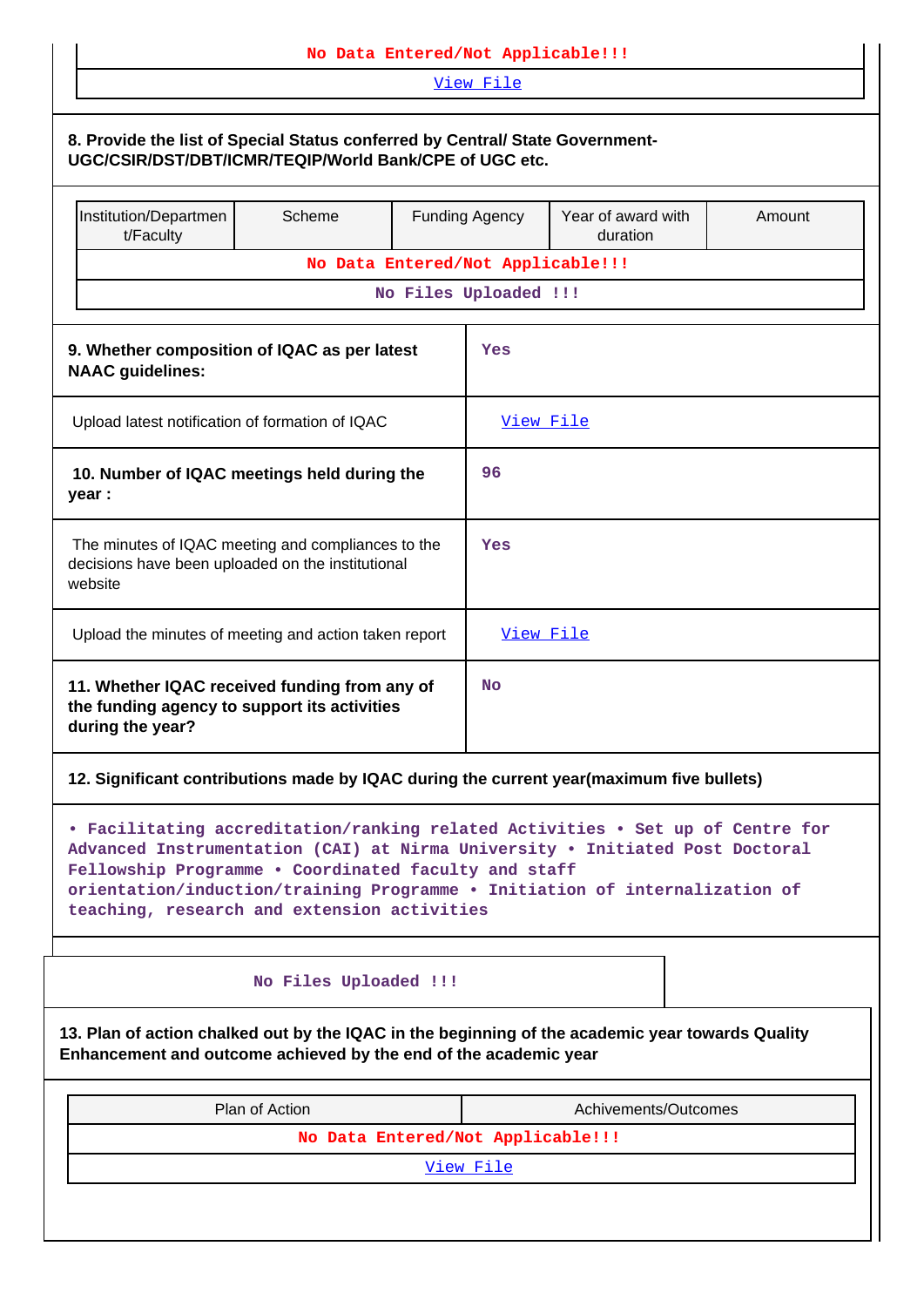| No Data Entered/Not Applicable!!! |
|---|
| View File |

**8. Provide the list of Special Status conferred by Central/ State Government- UGC/CSIR/DST/DBT/ICMR/TEQIP/World Bank/CPE of UGC etc.**

| Institution/Department/Faculty | Scheme | Funding Agency | Year of award with duration | Amount |
|---|---|---|---|---|
| No Data Entered/Not Applicable!!! | | | | |
| No Files Uploaded !!! | | | | |

| | |
|---|---|
| **9. Whether composition of IQAC as per latest NAAC guidelines:** | Yes |
| Upload latest notification of formation of IQAC | View File |
| **10. Number of IQAC meetings held during the year :** | 96 |
| The minutes of IQAC meeting and compliances to the decisions have been uploaded on the institutional website | Yes |
| Upload the minutes of meeting and action taken report | View File |
| **11. Whether IQAC received funding from any of the funding agency to support its activities during the year?** | No |

**12. Significant contributions made by IQAC during the current year(maximum five bullets)**

• Facilitating accreditation/ranking related Activities • Set up of Centre for Advanced Instrumentation (CAI) at Nirma University • Initiated Post Doctoral Fellowship Programme • Coordinated faculty and staff orientation/induction/training Programme • Initiation of internalization of teaching, research and extension activities

No Files Uploaded !!!

**13. Plan of action chalked out by the IQAC in the beginning of the academic year towards Quality Enhancement and outcome achieved by the end of the academic year**

| Plan of Action | Achivements/Outcomes |
|---|---|
| No Data Entered/Not Applicable!!! | |
| View File | |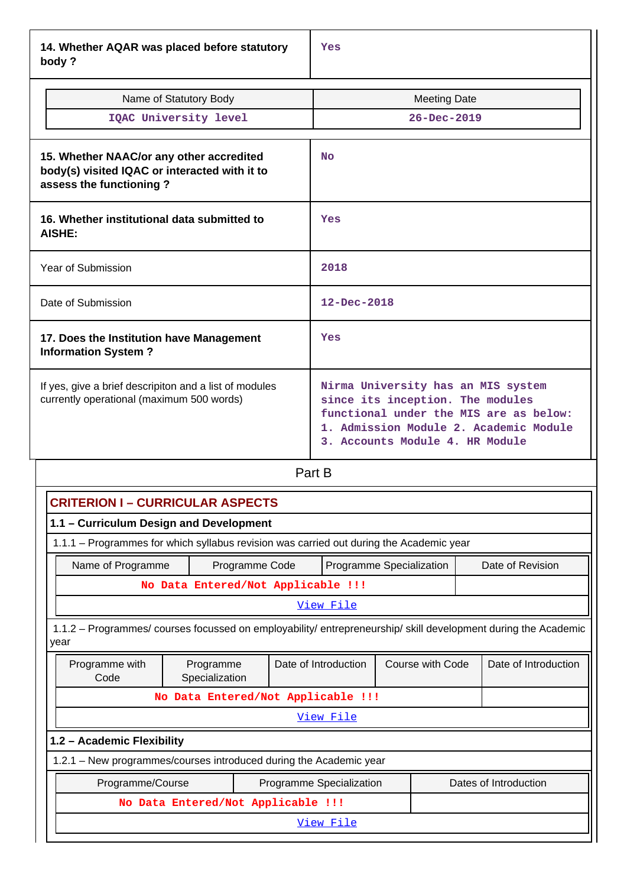| 14. Whether AQAR was placed before statutory body ? | Yes |
|---|---|

| Name of Statutory Body | Meeting Date |
|---|---|
| IQAC University level | 26-Dec-2019 |

| | |
|---|---|
| **15. Whether NAAC/or any other accredited body(s) visited IQAC or interacted with it to assess the functioning ?** | No |
| **16. Whether institutional data submitted to AISHE:** | Yes |
| Year of Submission | 2018 |
| Date of Submission | 12-Dec-2018 |
| **17. Does the Institution have Management Information System ?** | Yes |
| If yes, give a brief descripiton and a list of modules currently operational (maximum 500 words) | Nirma University has an MIS system since its inception. The modules functional under the MIS are as below: 1. Admission Module 2. Academic Module 3. Accounts Module 4. HR Module |

Part B

## CRITERION I – CURRICULAR ASPECTS

### 1.1 – Curriculum Design and Development

1.1.1 – Programmes for which syllabus revision was carried out during the Academic year

| Name of Programme | Programme Code | Programme Specialization | Date of Revision |
|---|---|---|---|
| No Data Entered/Not Applicable !!! | | | |
| View File | | | |

1.1.2 – Programmes/ courses focussed on employability/ entrepreneurship/ skill development during the Academic year

| Programme with Code | Programme Specialization | Date of Introduction | Course with Code | Date of Introduction |
|---|---|---|---|---|
| No Data Entered/Not Applicable !!! | | | | |
| View File | | | | |

### 1.2 – Academic Flexibility

1.2.1 – New programmes/courses introduced during the Academic year

| Programme/Course | Programme Specialization | Dates of Introduction |
|---|---|---|
| No Data Entered/Not Applicable !!! | | |
| View File | | |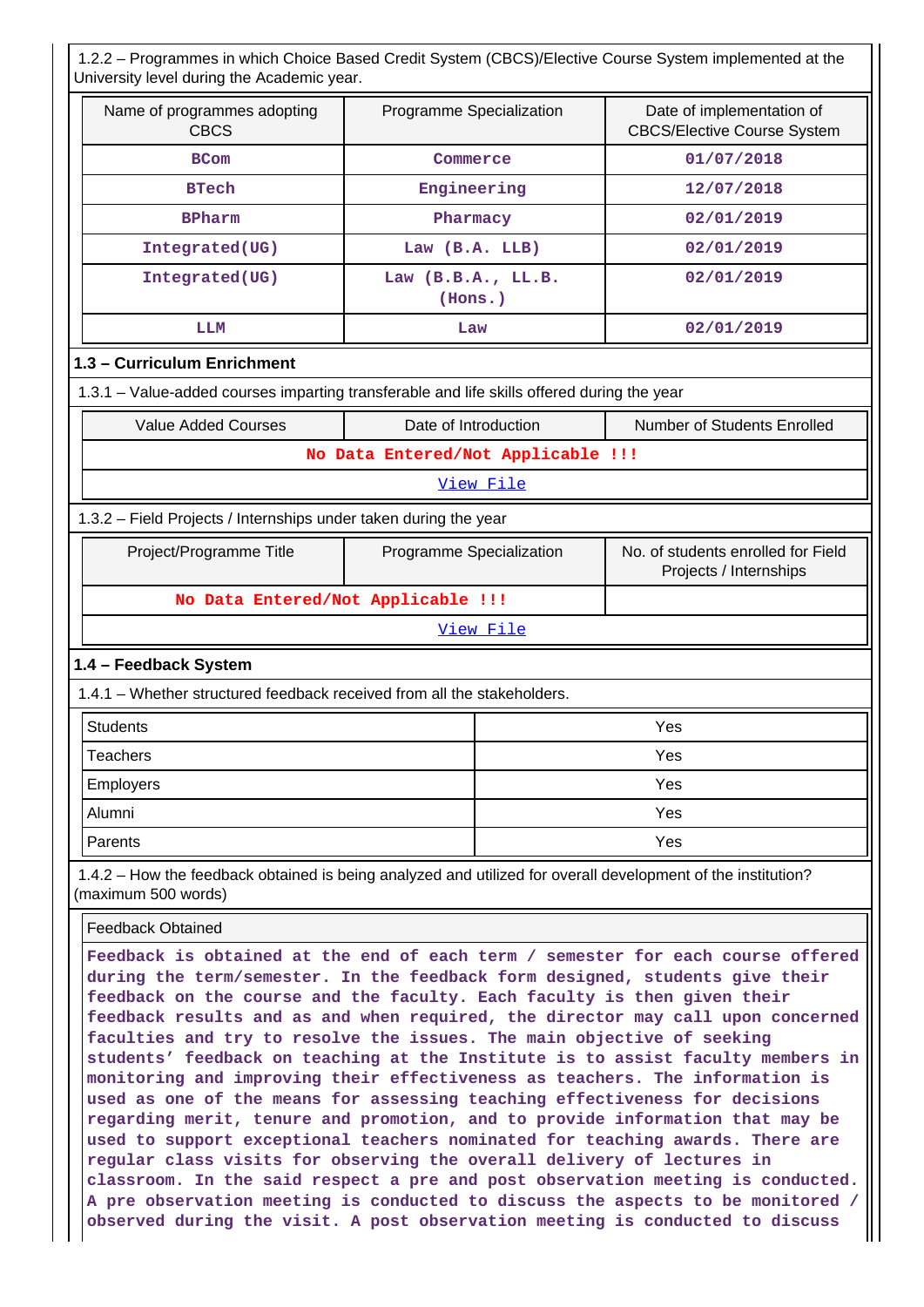1.2.2 – Programmes in which Choice Based Credit System (CBCS)/Elective Course System implemented at the University level during the Academic year.

| Name of programmes adopting CBCS | Programme Specialization | Date of implementation of CBCS/Elective Course System |
|---|---|---|
| BCom | Commerce | 01/07/2018 |
| BTech | Engineering | 12/07/2018 |
| BPharm | Pharmacy | 02/01/2019 |
| Integrated(UG) | Law (B.A. LLB) | 02/01/2019 |
| Integrated(UG) | Law (B.B.A., LL.B. (Hons.) | 02/01/2019 |
| LLM | Law | 02/01/2019 |

## 1.3 – Curriculum Enrichment

1.3.1 – Value-added courses imparting transferable and life skills offered during the year

| Value Added Courses | Date of Introduction | Number of Students Enrolled |
|---|---|---|
| No Data Entered/Not Applicable !!! | | |
| View File | | |

1.3.2 – Field Projects / Internships under taken during the year

| Project/Programme Title | Programme Specialization | No. of students enrolled for Field Projects / Internships |
|---|---|---|
| No Data Entered/Not Applicable !!! | | |
| View File | | |

## 1.4 – Feedback System

1.4.1 – Whether structured feedback received from all the stakeholders.

| | |
|---|---|
| Students | Yes |
| Teachers | Yes |
| Employers | Yes |
| Alumni | Yes |
| Parents | Yes |

1.4.2 – How the feedback obtained is being analyzed and utilized for overall development of the institution? (maximum 500 words)

Feedback Obtained

Feedback is obtained at the end of each term / semester for each course offered during the term/semester. In the feedback form designed, students give their feedback on the course and the faculty. Each faculty is then given their feedback results and as and when required, the director may call upon concerned faculties and try to resolve the issues. The main objective of seeking students' feedback on teaching at the Institute is to assist faculty members in monitoring and improving their effectiveness as teachers. The information is used as one of the means for assessing teaching effectiveness for decisions regarding merit, tenure and promotion, and to provide information that may be used to support exceptional teachers nominated for teaching awards. There are regular class visits for observing the overall delivery of lectures in classroom. In the said respect a pre and post observation meeting is conducted. A pre observation meeting is conducted to discuss the aspects to be monitored / observed during the visit. A post observation meeting is conducted to discuss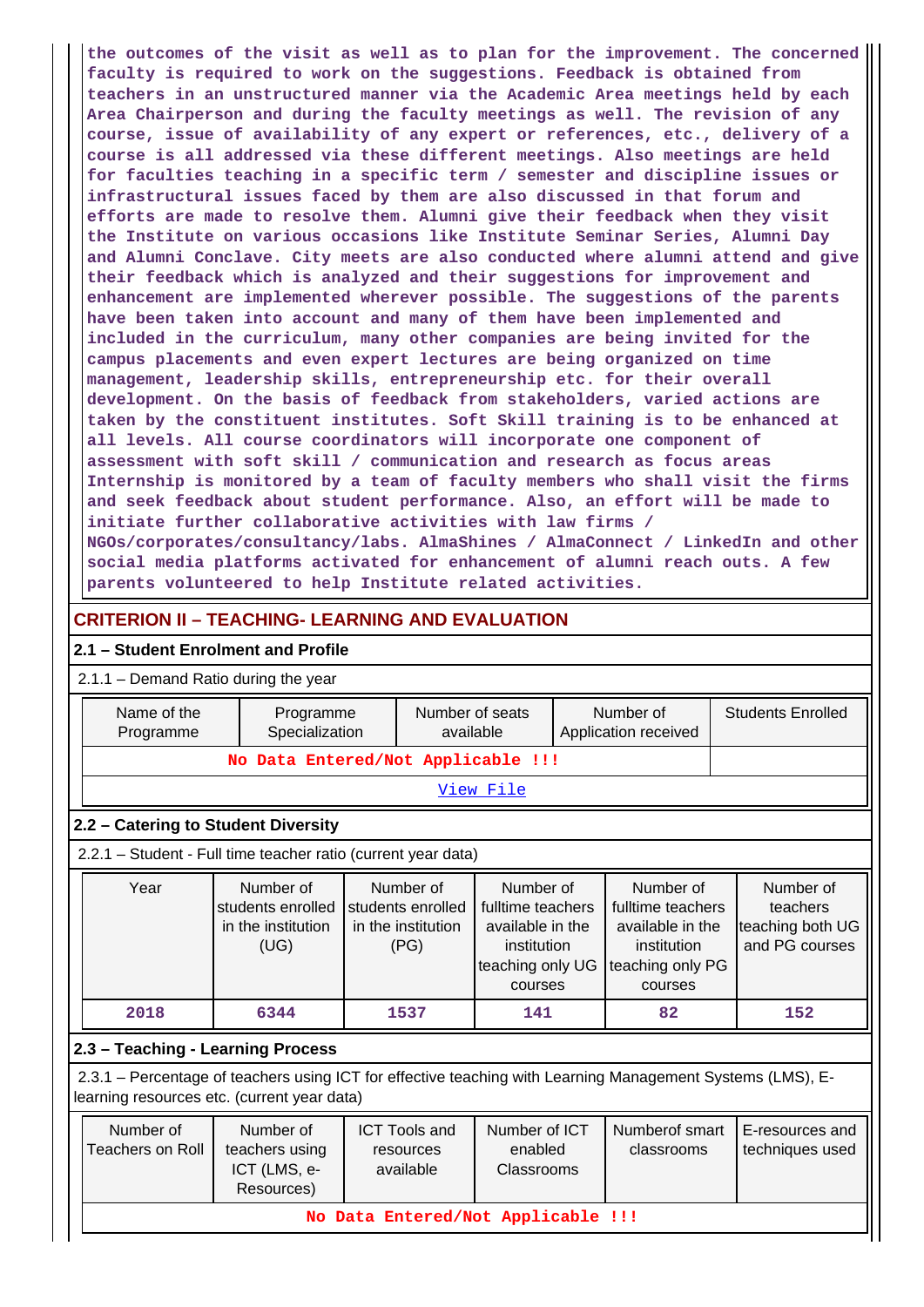the outcomes of the visit as well as to plan for the improvement. The concerned faculty is required to work on the suggestions. Feedback is obtained from teachers in an unstructured manner via the Academic Area meetings held by each Area Chairperson and during the faculty meetings as well. The revision of any course, issue of availability of any expert or references, etc., delivery of a course is all addressed via these different meetings. Also meetings are held for faculties teaching in a specific term / semester and discipline issues or infrastructural issues faced by them are also discussed in that forum and efforts are made to resolve them. Alumni give their feedback when they visit the Institute on various occasions like Institute Seminar Series, Alumni Day and Alumni Conclave. City meets are also conducted where alumni attend and give their feedback which is analyzed and their suggestions for improvement and enhancement are implemented wherever possible. The suggestions of the parents have been taken into account and many of them have been implemented and included in the curriculum, many other companies are being invited for the campus placements and even expert lectures are being organized on time management, leadership skills, entrepreneurship etc. for their overall development. On the basis of feedback from stakeholders, varied actions are taken by the constituent institutes. Soft Skill training is to be enhanced at all levels. All course coordinators will incorporate one component of assessment with soft skill / communication and research as focus areas Internship is monitored by a team of faculty members who shall visit the firms and seek feedback about student performance. Also, an effort will be made to initiate further collaborative activities with law firms / NGOs/corporates/consultancy/labs. AlmaShines / AlmaConnect / LinkedIn and other social media platforms activated for enhancement of alumni reach outs. A few parents volunteered to help Institute related activities.

## CRITERION II – TEACHING- LEARNING AND EVALUATION

### 2.1 – Student Enrolment and Profile

2.1.1 – Demand Ratio during the year

| Name of the Programme | Programme Specialization | Number of seats available | Number of Application received | Students Enrolled |
|---|---|---|---|---|
| No Data Entered/Not Applicable !!! | | | | |
| View File | | | | |

### 2.2 – Catering to Student Diversity

2.2.1 – Student - Full time teacher ratio (current year data)

| Year | Number of students enrolled in the institution (UG) | Number of students enrolled in the institution (PG) | Number of fulltime teachers available in the institution teaching only UG courses | Number of fulltime teachers available in the institution teaching only PG courses | Number of teachers teaching both UG and PG courses |
|---|---|---|---|---|---|
| 2018 | 6344 | 1537 | 141 | 82 | 152 |

### 2.3 – Teaching - Learning Process

2.3.1 – Percentage of teachers using ICT for effective teaching with Learning Management Systems (LMS), E-learning resources etc. (current year data)

| Number of Teachers on Roll | Number of teachers using ICT (LMS, e-Resources) | ICT Tools and resources available | Number of ICT enabled Classrooms | Numberof smart classrooms | E-resources and techniques used |
|---|---|---|---|---|---|
| No Data Entered/Not Applicable !!! | | | | | |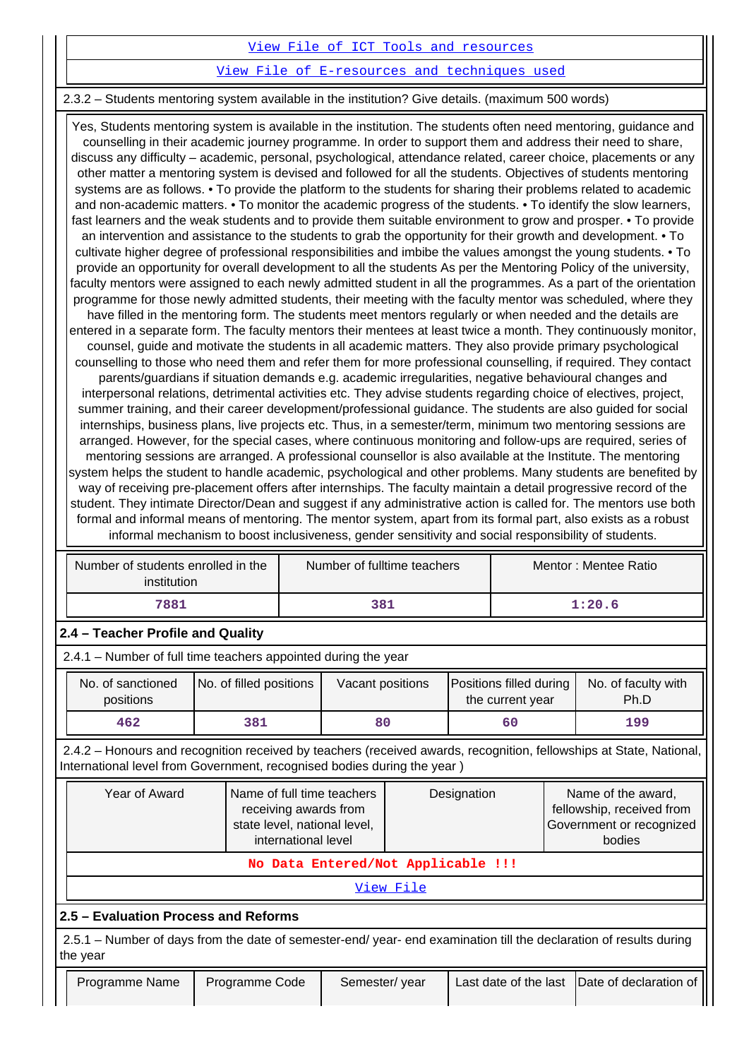View File of ICT Tools and resources

View File of E-resources and techniques used

2.3.2 – Students mentoring system available in the institution? Give details. (maximum 500 words)

Yes, Students mentoring system is available in the institution. The students often need mentoring, guidance and counselling in their academic journey programme. In order to support them and address their need to share, discuss any difficulty – academic, personal, psychological, attendance related, career choice, placements or any other matter a mentoring system is devised and followed for all the students. Objectives of students mentoring systems are as follows. • To provide the platform to the students for sharing their problems related to academic and non-academic matters. • To monitor the academic progress of the students. • To identify the slow learners, fast learners and the weak students and to provide them suitable environment to grow and prosper. • To provide an intervention and assistance to the students to grab the opportunity for their growth and development. • To cultivate higher degree of professional responsibilities and imbibe the values amongst the young students. • To provide an opportunity for overall development to all the students As per the Mentoring Policy of the university, faculty mentors were assigned to each newly admitted student in all the programmes. As a part of the orientation programme for those newly admitted students, their meeting with the faculty mentor was scheduled, where they have filled in the mentoring form. The students meet mentors regularly or when needed and the details are entered in a separate form. The faculty mentors their mentees at least twice a month. They continuously monitor, counsel, guide and motivate the students in all academic matters. They also provide primary psychological counselling to those who need them and refer them for more professional counselling, if required. They contact parents/guardians if situation demands e.g. academic irregularities, negative behavioural changes and interpersonal relations, detrimental activities etc. They advise students regarding choice of electives, project, summer training, and their career development/professional guidance. The students are also guided for social internships, business plans, live projects etc. Thus, in a semester/term, minimum two mentoring sessions are arranged. However, for the special cases, where continuous monitoring and follow-ups are required, series of mentoring sessions are arranged. A professional counsellor is also available at the Institute. The mentoring system helps the student to handle academic, psychological and other problems. Many students are benefited by way of receiving pre-placement offers after internships. The faculty maintain a detail progressive record of the student. They intimate Director/Dean and suggest if any administrative action is called for. The mentors use both formal and informal means of mentoring. The mentor system, apart from its formal part, also exists as a robust informal mechanism to boost inclusiveness, gender sensitivity and social responsibility of students.

| Number of students enrolled in the institution | Number of fulltime teachers | Mentor : Mentee Ratio |
|---|---|---|
| 7881 | 381 | 1:20.6 |

## 2.4 – Teacher Profile and Quality

2.4.1 – Number of full time teachers appointed during the year

| No. of sanctioned positions | No. of filled positions | Vacant positions | Positions filled during the current year | No. of faculty with Ph.D |
|---|---|---|---|---|
| 462 | 381 | 80 | 60 | 199 |

2.4.2 – Honours and recognition received by teachers (received awards, recognition, fellowships at State, National, International level from Government, recognised bodies during the year )

| Year of Award | Name of full time teachers receiving awards from state level, national level, international level | Designation | Name of the award, fellowship, received from Government or recognized bodies |
|---|---|---|---|
| No Data Entered/Not Applicable !!! | | | |

View File

## 2.5 – Evaluation Process and Reforms

2.5.1 – Number of days from the date of semester-end/ year- end examination till the declaration of results during the year

| Programme Name | Programme Code | Semester/ year | Last date of the last | Date of declaration of |
|---|---|---|---|---|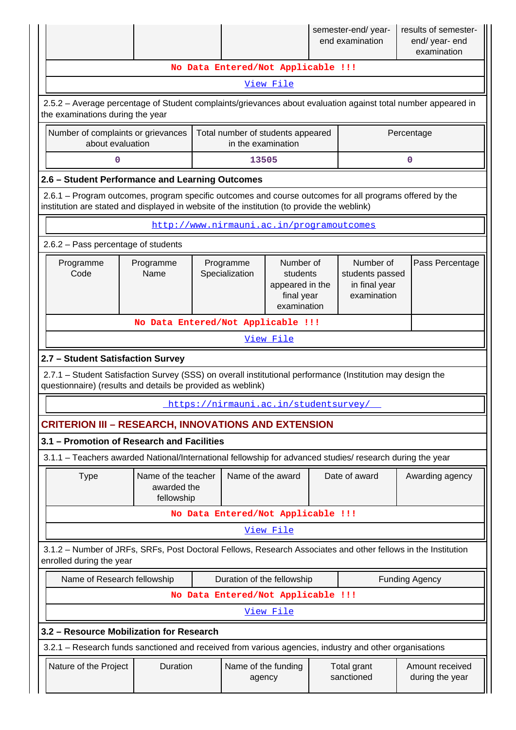| | | | semester-end/ year-end examination | results of semester-end/ year- end examination |
|---|---|---|---|---|
| No Data Entered/Not Applicable !!! | | | | |
| View File | | | | |

2.5.2 – Average percentage of Student complaints/grievances about evaluation against total number appeared in the examinations during the year

| Number of complaints or grievances about evaluation | Total number of students appeared in the examination | Percentage |
|---|---|---|
| 0 | 13505 | 0 |

**2.6 – Student Performance and Learning Outcomes**

2.6.1 – Program outcomes, program specific outcomes and course outcomes for all programs offered by the institution are stated and displayed in website of the institution (to provide the weblink)

http://www.nirmauni.ac.in/programoutcomes

2.6.2 – Pass percentage of students

| Programme Code | Programme Name | Programme Specialization | Number of students appeared in the final year examination | Number of students passed in final year examination | Pass Percentage |
|---|---|---|---|---|---|
| No Data Entered/Not Applicable !!! | | | | | |
| View File | | | | | |

**2.7 – Student Satisfaction Survey**

2.7.1 – Student Satisfaction Survey (SSS) on overall institutional performance (Institution may design the questionnaire) (results and details be provided as weblink)

https://nirmauni.ac.in/studentsurvey/

## CRITERION III – RESEARCH, INNOVATIONS AND EXTENSION

**3.1 – Promotion of Research and Facilities**

3.1.1 – Teachers awarded National/International fellowship for advanced studies/ research during the year

| Type | Name of the teacher awarded the fellowship | Name of the award | Date of award | Awarding agency |
|---|---|---|---|---|
| No Data Entered/Not Applicable !!! | | | | |
| View File | | | | |

3.1.2 – Number of JRFs, SRFs, Post Doctoral Fellows, Research Associates and other fellows in the Institution enrolled during the year

| Name of Research fellowship | Duration of the fellowship | Funding Agency |
|---|---|---|
| No Data Entered/Not Applicable !!! | | |
| View File | | |

**3.2 – Resource Mobilization for Research**

3.2.1 – Research funds sanctioned and received from various agencies, industry and other organisations

| Nature of the Project | Duration | Name of the funding agency | Total grant sanctioned | Amount received during the year |
|---|---|---|---|---|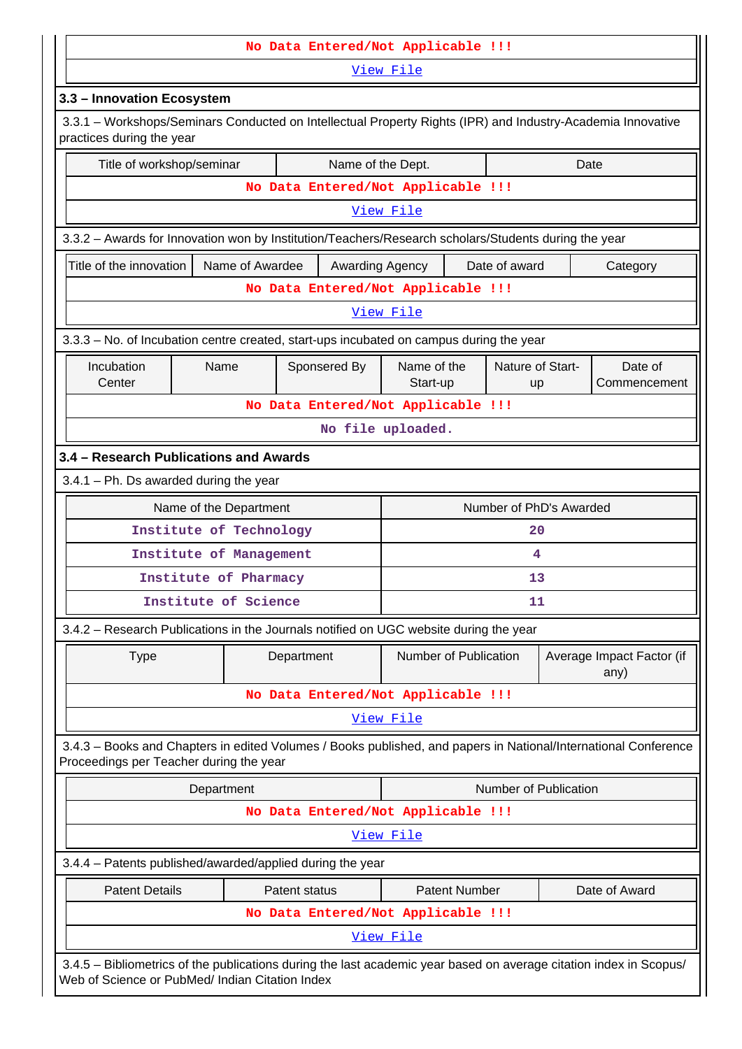| No Data Entered/Not Applicable !!! |
|---|
| View File |

## 3.3 – Innovation Ecosystem

3.3.1 – Workshops/Seminars Conducted on Intellectual Property Rights (IPR) and Industry-Academia Innovative practices during the year

| Title of workshop/seminar | Name of the Dept. | Date |
|---|---|---|
| No Data Entered/Not Applicable !!! | | |
| View File | | |

3.3.2 – Awards for Innovation won by Institution/Teachers/Research scholars/Students during the year

| Title of the innovation | Name of Awardee | Awarding Agency | Date of award | Category |
|---|---|---|---|---|
| No Data Entered/Not Applicable !!! | | | | |
| View File | | | | |

3.3.3 – No. of Incubation centre created, start-ups incubated on campus during the year

| Incubation Center | Name | Sponsered By | Name of the Start-up | Nature of Start-up | Date of Commencement |
|---|---|---|---|---|---|
| No Data Entered/Not Applicable !!! | | | | | |
| No file uploaded. | | | | | |

## 3.4 – Research Publications and Awards

3.4.1 – Ph. Ds awarded during the year

| Name of the Department | Number of PhD's Awarded |
|---|---|
| Institute of Technology | 20 |
| Institute of Management | 4 |
| Institute of Pharmacy | 13 |
| Institute of Science | 11 |

3.4.2 – Research Publications in the Journals notified on UGC website during the year

| Type | Department | Number of Publication | Average Impact Factor (if any) |
|---|---|---|---|
| No Data Entered/Not Applicable !!! | | | |
| View File | | | |

3.4.3 – Books and Chapters in edited Volumes / Books published, and papers in National/International Conference Proceedings per Teacher during the year

| Department | Number of Publication |
|---|---|
| No Data Entered/Not Applicable !!! | |
| View File | |

3.4.4 – Patents published/awarded/applied during the year

| Patent Details | Patent status | Patent Number | Date of Award |
|---|---|---|---|
| No Data Entered/Not Applicable !!! | | | |
| View File | | | |

3.4.5 – Bibliometrics of the publications during the last academic year based on average citation index in Scopus/ Web of Science or PubMed/ Indian Citation Index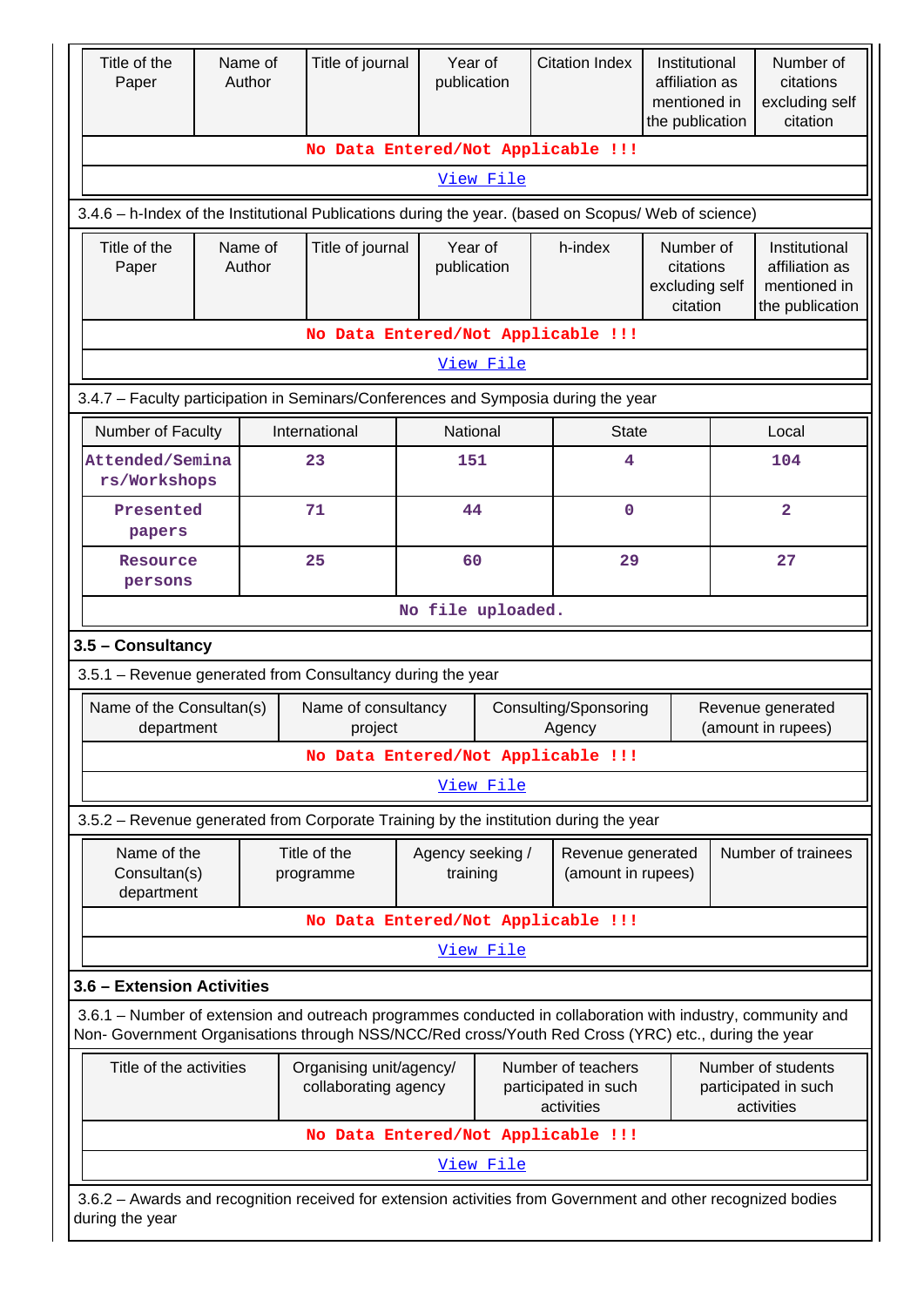| Title of the Paper | Name of Author | Title of journal | Year of publication | Citation Index | Institutional affiliation as mentioned in the publication | Number of citations excluding self citation |
|---|---|---|---|---|---|---|
| No Data Entered/Not Applicable !!! | | | | | | |
| View File | | | | | | |

3.4.6 – h-Index of the Institutional Publications during the year. (based on Scopus/ Web of science)

| Title of the Paper | Name of Author | Title of journal | Year of publication | h-index | Number of citations excluding self citation | Institutional affiliation as mentioned in the publication |
|---|---|---|---|---|---|---|
| No Data Entered/Not Applicable !!! | | | | | | |
| View File | | | | | | |

3.4.7 – Faculty participation in Seminars/Conferences and Symposia during the year

| Number of Faculty | International | National | State | Local |
|---|---|---|---|---|
| Attended/Seminars/Workshops | 23 | 151 | 4 | 104 |
| Presented papers | 71 | 44 | 0 | 2 |
| Resource persons | 25 | 60 | 29 | 27 |
| No file uploaded. | | | | |

### 3.5 – Consultancy

3.5.1 – Revenue generated from Consultancy during the year

| Name of the Consultan(s) department | Name of consultancy project | Consulting/Sponsoring Agency | Revenue generated (amount in rupees) |
|---|---|---|---|
| No Data Entered/Not Applicable !!! | | | |
| View File | | | |

3.5.2 – Revenue generated from Corporate Training by the institution during the year

| Name of the Consultan(s) department | Title of the programme | Agency seeking / training | Revenue generated (amount in rupees) | Number of trainees |
|---|---|---|---|---|
| No Data Entered/Not Applicable !!! | | | | |
| View File | | | | |

### 3.6 – Extension Activities

3.6.1 – Number of extension and outreach programmes conducted in collaboration with industry, community and Non- Government Organisations through NSS/NCC/Red cross/Youth Red Cross (YRC) etc., during the year

| Title of the activities | Organising unit/agency/ collaborating agency | Number of teachers participated in such activities | Number of students participated in such activities |
|---|---|---|---|
| No Data Entered/Not Applicable !!! | | | |
| View File | | | |

3.6.2 – Awards and recognition received for extension activities from Government and other recognized bodies during the year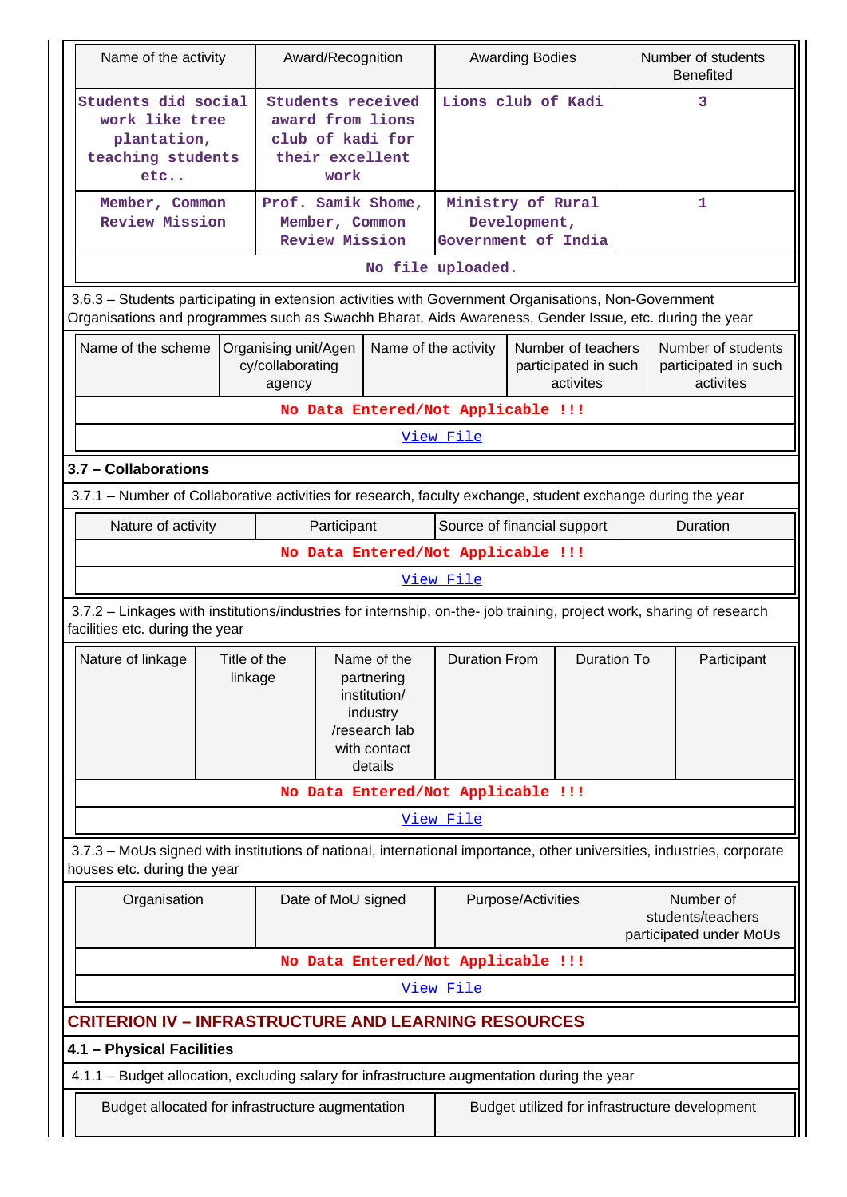| Name of the activity | Award/Recognition | Awarding Bodies | Number of students Benefited |
|---|---|---|---|
| Students did social work like tree plantation, teaching students etc.. | Students received award from lions club of kadi for their excellent work | Lions club of Kadi | 3 |
| Member, Common Review Mission | Prof. Samik Shome, Member, Common Review Mission | Ministry of Rural Development, Government of India | 1 |
| No file uploaded. | | | |

3.6.3 – Students participating in extension activities with Government Organisations, Non-Government Organisations and programmes such as Swachh Bharat, Aids Awareness, Gender Issue, etc. during the year

| Name of the scheme | Organising unit/Agency/collaborating agency | Name of the activity | Number of teachers participated in such activites | Number of students participated in such activites |
|---|---|---|---|---|
| No Data Entered/Not Applicable !!! | | | | |
| View File | | | | |

### 3.7 – Collaborations

3.7.1 – Number of Collaborative activities for research, faculty exchange, student exchange during the year

| Nature of activity | Participant | Source of financial support | Duration |
|---|---|---|---|
| No Data Entered/Not Applicable !!! | | | |
| View File | | | |

3.7.2 – Linkages with institutions/industries for internship, on-the- job training, project work, sharing of research facilities etc. during the year

| Nature of linkage | Title of the linkage | Name of the partnering institution/ industry /research lab with contact details | Duration From | Duration To | Participant |
|---|---|---|---|---|---|
| No Data Entered/Not Applicable !!! | | | | | |
| View File | | | | | |

3.7.3 – MoUs signed with institutions of national, international importance, other universities, industries, corporate houses etc. during the year

| Organisation | Date of MoU signed | Purpose/Activities | Number of students/teachers participated under MoUs |
|---|---|---|---|
| No Data Entered/Not Applicable !!! | | | |
| View File | | | |

## CRITERION IV – INFRASTRUCTURE AND LEARNING RESOURCES

### 4.1 – Physical Facilities

4.1.1 – Budget allocation, excluding salary for infrastructure augmentation during the year

| Budget allocated for infrastructure augmentation | Budget utilized for infrastructure development |
|---|---|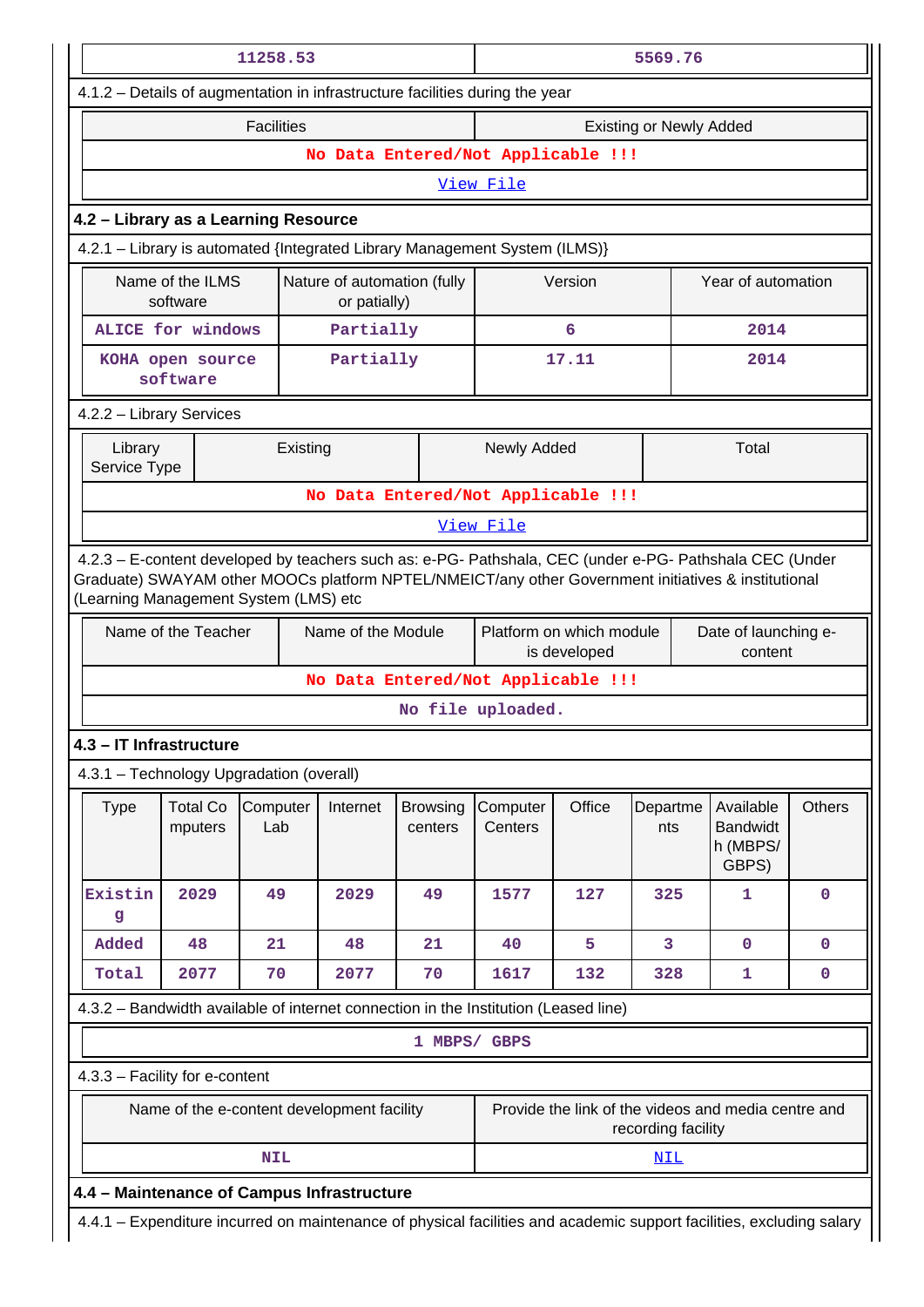| 11258.53 | 5569.76 |
|---|---|

4.1.2 – Details of augmentation in infrastructure facilities during the year

| Facilities | Existing or Newly Added |
|---|---|
| No Data Entered/Not Applicable !!! | |
| View File | |

## 4.2 – Library as a Learning Resource

4.2.1 – Library is automated {Integrated Library Management System (ILMS)}

| Name of the ILMS software | Nature of automation (fully or patially) | Version | Year of automation |
|---|---|---|---|
| ALICE for windows | Partially | 6 | 2014 |
| KOHA open source software | Partially | 17.11 | 2014 |

4.2.2 – Library Services

| Library Service Type | Existing | Newly Added | Total |
|---|---|---|---|
| No Data Entered/Not Applicable !!! | | | |
| View File | | | |

4.2.3 – E-content developed by teachers such as: e-PG- Pathshala, CEC (under e-PG- Pathshala CEC (Under Graduate) SWAYAM other MOOCs platform NPTEL/NMEICT/any other Government initiatives & institutional (Learning Management System (LMS) etc

| Name of the Teacher | Name of the Module | Platform on which module is developed | Date of launching e-content |
|---|---|---|---|
| No Data Entered/Not Applicable !!! | | | |
| No file uploaded. | | | |

## 4.3 – IT Infrastructure

4.3.1 – Technology Upgradation (overall)

| Type | Total Computers | Computer Lab | Internet | Browsing centers | Computer Centers | Office | Departments | Available Bandwidth (MBPS/ GBPS) | Others |
|---|---|---|---|---|---|---|---|---|---|
| Existing | 2029 | 49 | 2029 | 49 | 1577 | 127 | 325 | 1 | 0 |
| Added | 48 | 21 | 48 | 21 | 40 | 5 | 3 | 0 | 0 |
| Total | 2077 | 70 | 2077 | 70 | 1617 | 132 | 328 | 1 | 0 |

4.3.2 – Bandwidth available of internet connection in the Institution (Leased line)

| 1 MBPS/ GBPS |
|---|

4.3.3 – Facility for e-content

| Name of the e-content development facility | Provide the link of the videos and media centre and recording facility |
|---|---|
| NIL | NIL |

## 4.4 – Maintenance of Campus Infrastructure

4.4.1 – Expenditure incurred on maintenance of physical facilities and academic support facilities, excluding salary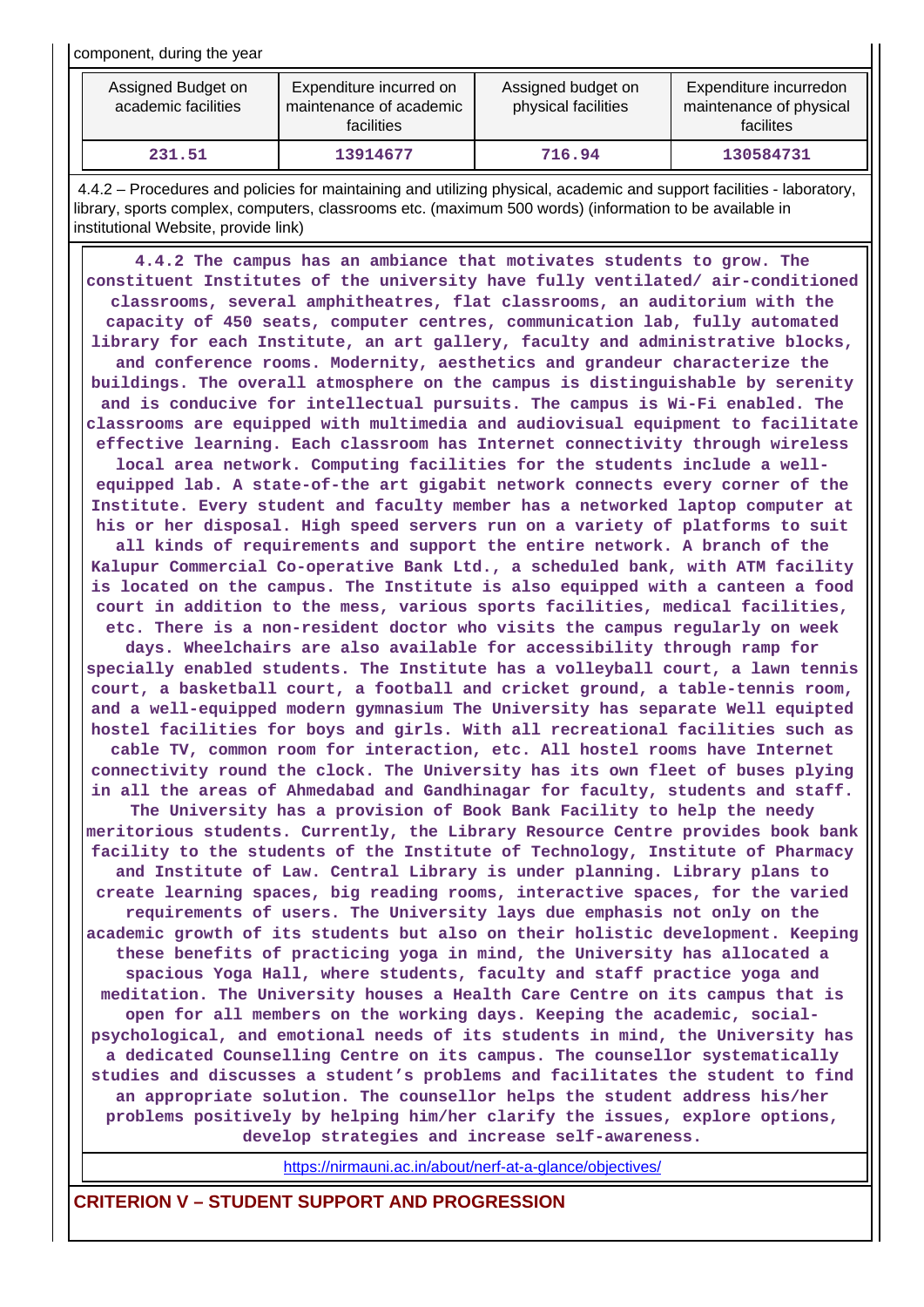component, during the year

| Assigned Budget on academic facilities | Expenditure incurred on maintenance of academic facilities | Assigned budget on physical facilities | Expenditure incurredon maintenance of physical facilites |
|---|---|---|---|
| 231.51 | 13914677 | 716.94 | 130584731 |

4.4.2 – Procedures and policies for maintaining and utilizing physical, academic and support facilities - laboratory, library, sports complex, computers, classrooms etc. (maximum 500 words) (information to be available in institutional Website, provide link)

4.4.2 The campus has an ambiance that motivates students to grow. The constituent Institutes of the university have fully ventilated/ air-conditioned classrooms, several amphitheatres, flat classrooms, an auditorium with the capacity of 450 seats, computer centres, communication lab, fully automated library for each Institute, an art gallery, faculty and administrative blocks, and conference rooms. Modernity, aesthetics and grandeur characterize the buildings. The overall atmosphere on the campus is distinguishable by serenity and is conducive for intellectual pursuits. The campus is Wi-Fi enabled. The classrooms are equipped with multimedia and audiovisual equipment to facilitate effective learning. Each classroom has Internet connectivity through wireless local area network. Computing facilities for the students include a well-equipped lab. A state-of-the art gigabit network connects every corner of the Institute. Every student and faculty member has a networked laptop computer at his or her disposal. High speed servers run on a variety of platforms to suit all kinds of requirements and support the entire network. A branch of the Kalupur Commercial Co-operative Bank Ltd., a scheduled bank, with ATM facility is located on the campus. The Institute is also equipped with a canteen a food court in addition to the mess, various sports facilities, medical facilities, etc. There is a non-resident doctor who visits the campus regularly on week days. Wheelchairs are also available for accessibility through ramp for specially enabled students. The Institute has a volleyball court, a lawn tennis court, a basketball court, a football and cricket ground, a table-tennis room, and a well-equipped modern gymnasium The University has separate Well equipted hostel facilities for boys and girls. With all recreational facilities such as cable TV, common room for interaction, etc. All hostel rooms have Internet connectivity round the clock. The University has its own fleet of buses plying in all the areas of Ahmedabad and Gandhinagar for faculty, students and staff. The University has a provision of Book Bank Facility to help the needy meritorious students. Currently, the Library Resource Centre provides book bank facility to the students of the Institute of Technology, Institute of Pharmacy and Institute of Law. Central Library is under planning. Library plans to create learning spaces, big reading rooms, interactive spaces, for the varied requirements of users. The University lays due emphasis not only on the academic growth of its students but also on their holistic development. Keeping these benefits of practicing yoga in mind, the University has allocated a spacious Yoga Hall, where students, faculty and staff practice yoga and meditation. The University houses a Health Care Centre on its campus that is open for all members on the working days. Keeping the academic, social-psychological, and emotional needs of its students in mind, the University has a dedicated Counselling Centre on its campus. The counsellor systematically studies and discusses a student's problems and facilitates the student to find an appropriate solution. The counsellor helps the student address his/her problems positively by helping him/her clarify the issues, explore options, develop strategies and increase self-awareness.

https://nirmauni.ac.in/about/nerf-at-a-glance/objectives/

## CRITERION V – STUDENT SUPPORT AND PROGRESSION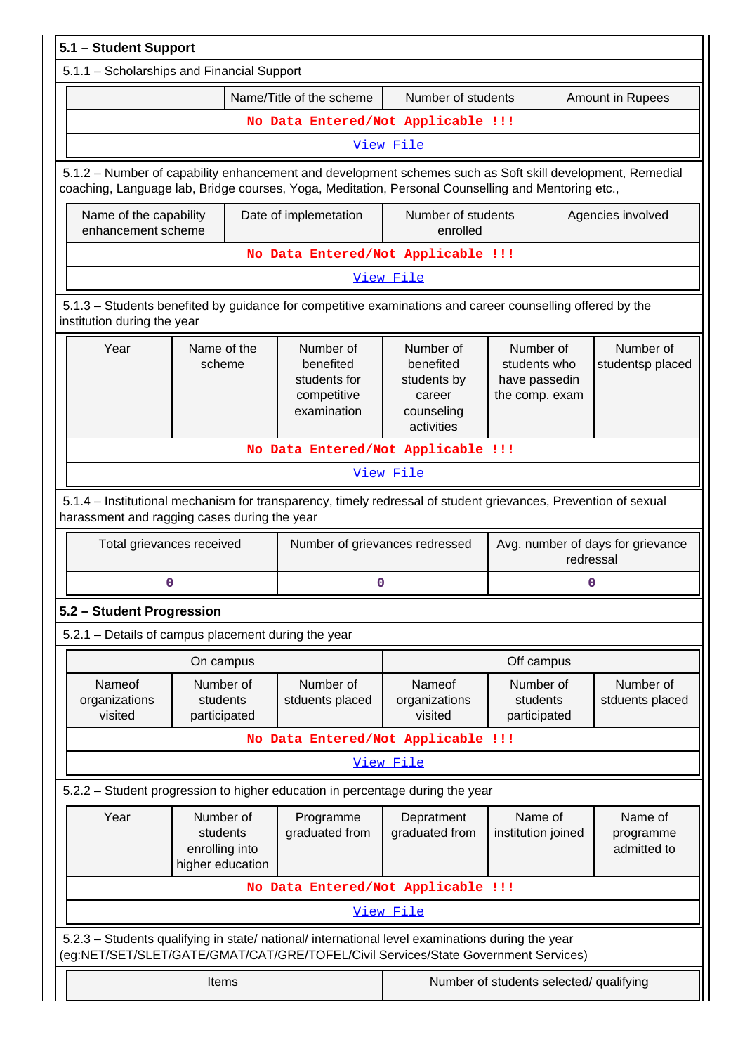**5.1 – Student Support**

5.1.1 – Scholarships and Financial Support

| | Name/Title of the scheme | Number of students | Amount in Rupees |
|---|---|---|---|
| No Data Entered/Not Applicable !!! | | | |
| View File | | | |

5.1.2 – Number of capability enhancement and development schemes such as Soft skill development, Remedial coaching, Language lab, Bridge courses, Yoga, Meditation, Personal Counselling and Mentoring etc.,

| Name of the capability enhancement scheme | Date of implemetation | Number of students enrolled | Agencies involved |
|---|---|---|---|
| No Data Entered/Not Applicable !!! | | | |
| View File | | | |

5.1.3 – Students benefited by guidance for competitive examinations and career counselling offered by the institution during the year

| Year | Name of the scheme | Number of benefited students for competitive examination | Number of benefited students by career counseling activities | Number of students who have passedin the comp. exam | Number of studentsp placed |
|---|---|---|---|---|---|
| No Data Entered/Not Applicable !!! | | | | | |
| View File | | | | | |

5.1.4 – Institutional mechanism for transparency, timely redressal of student grievances, Prevention of sexual harassment and ragging cases during the year

| Total grievances received | Number of grievances redressed | Avg. number of days for grievance redressal |
|---|---|---|
| 0 | 0 | 0 |

**5.2 – Student Progression**

5.2.1 – Details of campus placement during the year

| On campus | | | Off campus | | |
|---|---|---|---|---|---|
| Nameof organizations visited | Number of students participated | Number of stduents placed | Nameof organizations visited | Number of students participated | Number of stduents placed |
| No Data Entered/Not Applicable !!! | | | | | |
| View File | | | | | |

5.2.2 – Student progression to higher education in percentage during the year

| Year | Number of students enrolling into higher education | Programme graduated from | Depratment graduated from | Name of institution joined | Name of programme admitted to |
|---|---|---|---|---|---|
| No Data Entered/Not Applicable !!! | | | | | |
| View File | | | | | |

5.2.3 – Students qualifying in state/ national/ international level examinations during the year (eg:NET/SET/SLET/GATE/GMAT/CAT/GRE/TOFEL/Civil Services/State Government Services)

| Items | Number of students selected/ qualifying |
|---|---|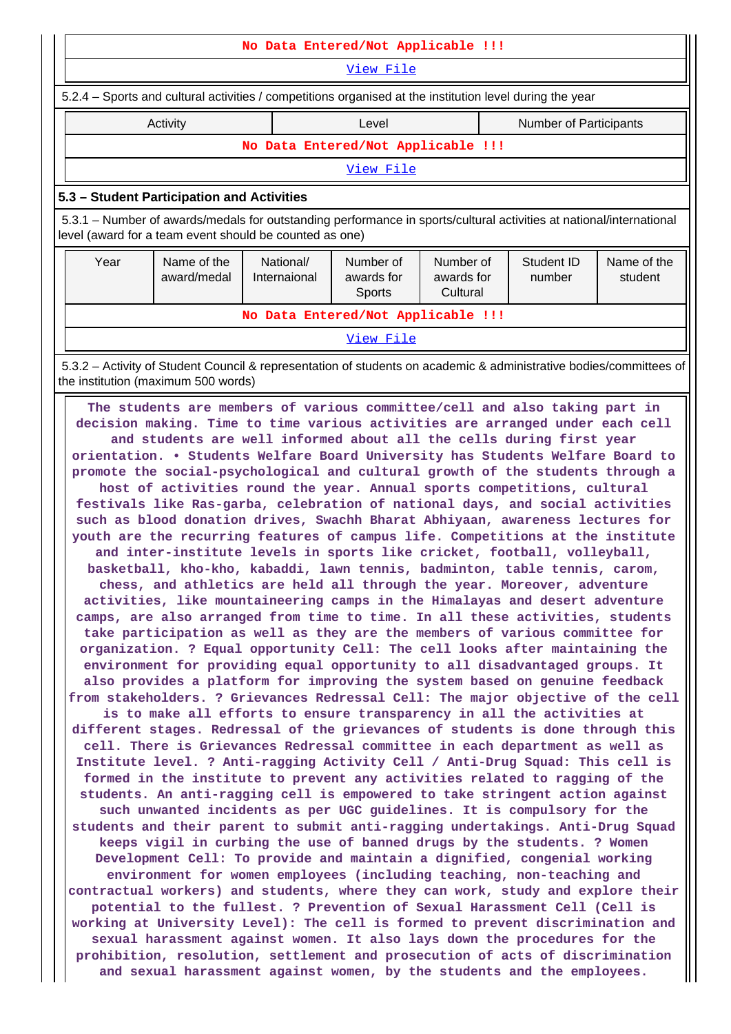| No Data Entered/Not Applicable !!! |
|---|
| View File |

5.2.4 – Sports and cultural activities / competitions organised at the institution level during the year

| Activity | Level | Number of Participants |
|---|---|---|
| No Data Entered/Not Applicable !!! | | |
| View File | | |

### 5.3 – Student Participation and Activities

5.3.1 – Number of awards/medals for outstanding performance in sports/cultural activities at national/international level (award for a team event should be counted as one)

| Year | Name of the award/medal | National/ Internaional | Number of awards for Sports | Number of awards for Cultural | Student ID number | Name of the student |
|---|---|---|---|---|---|---|
| No Data Entered/Not Applicable !!! | | | | | | |
| View File | | | | | | |

5.3.2 – Activity of Student Council & representation of students on academic & administrative bodies/committees of the institution (maximum 500 words)

The students are members of various committee/cell and also taking part in decision making. Time to time various activities are arranged under each cell and students are well informed about all the cells during first year orientation. • Students Welfare Board University has Students Welfare Board to promote the social-psychological and cultural growth of the students through a host of activities round the year. Annual sports competitions, cultural festivals like Ras-garba, celebration of national days, and social activities such as blood donation drives, Swachh Bharat Abhiyaan, awareness lectures for youth are the recurring features of campus life. Competitions at the institute and inter-institute levels in sports like cricket, football, volleyball, basketball, kho-kho, kabaddi, lawn tennis, badminton, table tennis, carom, chess, and athletics are held all through the year. Moreover, adventure activities, like mountaineering camps in the Himalayas and desert adventure camps, are also arranged from time to time. In all these activities, students take participation as well as they are the members of various committee for organization. ? Equal opportunity Cell: The cell looks after maintaining the environment for providing equal opportunity to all disadvantaged groups. It also provides a platform for improving the system based on genuine feedback from stakeholders. ? Grievances Redressal Cell: The major objective of the cell is to make all efforts to ensure transparency in all the activities at different stages. Redressal of the grievances of students is done through this cell. There is Grievances Redressal committee in each department as well as Institute level. ? Anti-ragging Activity Cell / Anti-Drug Squad: This cell is formed in the institute to prevent any activities related to ragging of the students. An anti-ragging cell is empowered to take stringent action against such unwanted incidents as per UGC guidelines. It is compulsory for the students and their parent to submit anti-ragging undertakings. Anti-Drug Squad keeps vigil in curbing the use of banned drugs by the students. ? Women Development Cell: To provide and maintain a dignified, congenial working environment for women employees (including teaching, non-teaching and contractual workers) and students, where they can work, study and explore their potential to the fullest. ? Prevention of Sexual Harassment Cell (Cell is working at University Level): The cell is formed to prevent discrimination and sexual harassment against women. It also lays down the procedures for the prohibition, resolution, settlement and prosecution of acts of discrimination and sexual harassment against women, by the students and the employees.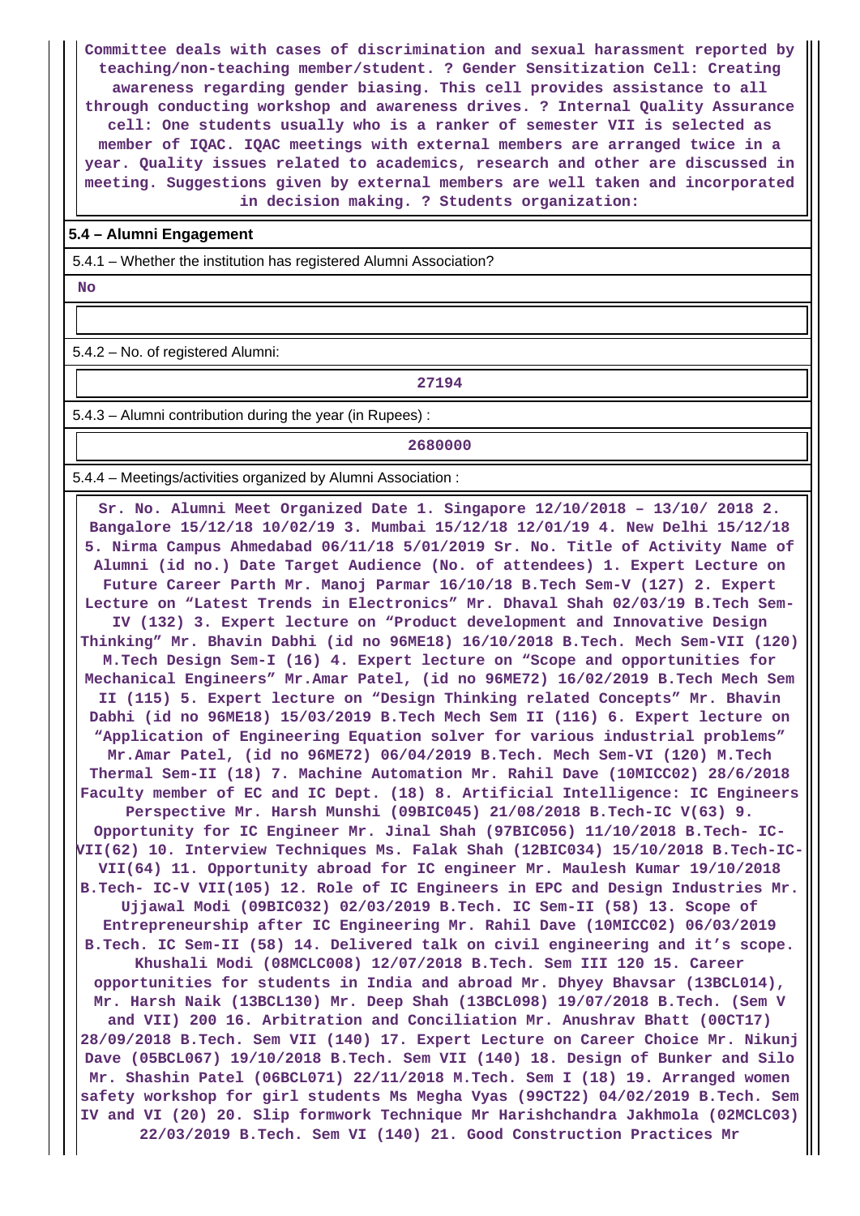Committee deals with cases of discrimination and sexual harassment reported by teaching/non-teaching member/student. ? Gender Sensitization Cell: Creating awareness regarding gender biasing. This cell provides assistance to all through conducting workshop and awareness drives. ? Internal Quality Assurance cell: One students usually who is a ranker of semester VII is selected as member of IQAC. IQAC meetings with external members are arranged twice in a year. Quality issues related to academics, research and other are discussed in meeting. Suggestions given by external members are well taken and incorporated in decision making. ? Students organization:

**5.4 – Alumni Engagement**

5.4.1 – Whether the institution has registered Alumni Association?

No

5.4.2 – No. of registered Alumni:

27194

5.4.3 – Alumni contribution during the year (in Rupees) :

2680000

5.4.4 – Meetings/activities organized by Alumni Association :

Sr. No. Alumni Meet Organized Date 1. Singapore 12/10/2018 – 13/10/ 2018 2. Bangalore 15/12/18 10/02/19 3. Mumbai 15/12/18 12/01/19 4. New Delhi 15/12/18 5. Nirma Campus Ahmedabad 06/11/18 5/01/2019 Sr. No. Title of Activity Name of Alumni (id no.) Date Target Audience (No. of attendees) 1. Expert Lecture on Future Career Parth Mr. Manoj Parmar 16/10/18 B.Tech Sem-V (127) 2. Expert Lecture on “Latest Trends in Electronics” Mr. Dhaval Shah 02/03/19 B.Tech Sem-IV (132) 3. Expert lecture on “Product development and Innovative Design Thinking” Mr. Bhavin Dabhi (id no 96ME18) 16/10/2018 B.Tech. Mech Sem-VII (120) M.Tech Design Sem-I (16) 4. Expert lecture on “Scope and opportunities for Mechanical Engineers” Mr.Amar Patel, (id no 96ME72) 16/02/2019 B.Tech Mech Sem II (115) 5. Expert lecture on “Design Thinking related Concepts” Mr. Bhavin Dabhi (id no 96ME18) 15/03/2019 B.Tech Mech Sem II (116) 6. Expert lecture on “Application of Engineering Equation solver for various industrial problems” Mr.Amar Patel, (id no 96ME72) 06/04/2019 B.Tech. Mech Sem-VI (120) M.Tech Thermal Sem-II (18) 7. Machine Automation Mr. Rahil Dave (10MICC02) 28/6/2018 Faculty member of EC and IC Dept. (18) 8. Artificial Intelligence: IC Engineers Perspective Mr. Harsh Munshi (09BIC045) 21/08/2018 B.Tech-IC V(63) 9. Opportunity for IC Engineer Mr. Jinal Shah (97BIC056) 11/10/2018 B.Tech- IC-VII(62) 10. Interview Techniques Ms. Falak Shah (12BIC034) 15/10/2018 B.Tech-IC-VII(64) 11. Opportunity abroad for IC engineer Mr. Maulesh Kumar 19/10/2018 B.Tech- IC-V VII(105) 12. Role of IC Engineers in EPC and Design Industries Mr. Ujjawal Modi (09BIC032) 02/03/2019 B.Tech. IC Sem-II (58) 13. Scope of Entrepreneurship after IC Engineering Mr. Rahil Dave (10MICC02) 06/03/2019 B.Tech. IC Sem-II (58) 14. Delivered talk on civil engineering and it’s scope. Khushali Modi (08MCLC008) 12/07/2018 B.Tech. Sem III 120 15. Career opportunities for students in India and abroad Mr. Dhyey Bhavsar (13BCL014), Mr. Harsh Naik (13BCL130) Mr. Deep Shah (13BCL098) 19/07/2018 B.Tech. (Sem V and VII) 200 16. Arbitration and Conciliation Mr. Anushrav Bhatt (00CT17) 28/09/2018 B.Tech. Sem VII (140) 17. Expert Lecture on Career Choice Mr. Nikunj Dave (05BCL067) 19/10/2018 B.Tech. Sem VII (140) 18. Design of Bunker and Silo Mr. Shashin Patel (06BCL071) 22/11/2018 M.Tech. Sem I (18) 19. Arranged women safety workshop for girl students Ms Megha Vyas (99CT22) 04/02/2019 B.Tech. Sem IV and VI (20) 20. Slip formwork Technique Mr Harishchandra Jakhmola (02MCLC03) 22/03/2019 B.Tech. Sem VI (140) 21. Good Construction Practices Mr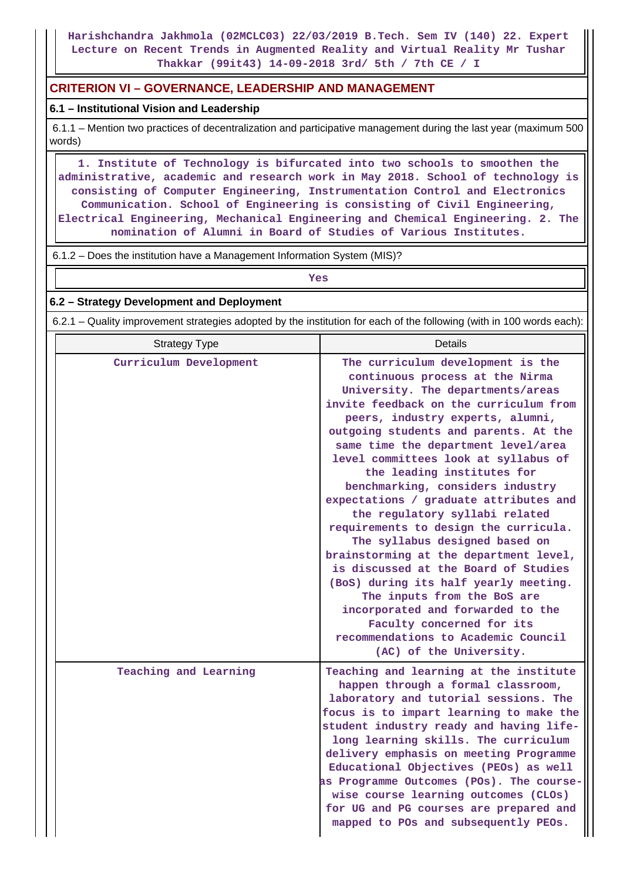Harishchandra Jakhmola (02MCLC03) 22/03/2019 B.Tech. Sem IV (140) 22. Expert Lecture on Recent Trends in Augmented Reality and Virtual Reality Mr Tushar Thakkar (99it43) 14-09-2018 3rd/ 5th / 7th CE / I

## CRITERION VI – GOVERNANCE, LEADERSHIP AND MANAGEMENT

### 6.1 – Institutional Vision and Leadership

6.1.1 – Mention two practices of decentralization and participative management during the last year (maximum 500 words)

1. Institute of Technology is bifurcated into two schools to smoothen the administrative, academic and research work in May 2018. School of technology is consisting of Computer Engineering, Instrumentation Control and Electronics Communication. School of Engineering is consisting of Civil Engineering, Electrical Engineering, Mechanical Engineering and Chemical Engineering. 2. The nomination of Alumni in Board of Studies of Various Institutes.

6.1.2 – Does the institution have a Management Information System (MIS)?

Yes

### 6.2 – Strategy Development and Deployment

6.2.1 – Quality improvement strategies adopted by the institution for each of the following (with in 100 words each):

| Strategy Type | Details |
|---|---|
| Curriculum Development | The curriculum development is the continuous process at the Nirma University. The departments/areas invite feedback on the curriculum from peers, industry experts, alumni, outgoing students and parents. At the same time the department level/area level committees look at syllabus of the leading institutes for benchmarking, considers industry expectations / graduate attributes and the regulatory syllabi related requirements to design the curricula. The syllabus designed based on brainstorming at the department level, is discussed at the Board of Studies (BoS) during its half yearly meeting. The inputs from the BoS are incorporated and forwarded to the Faculty concerned for its recommendations to Academic Council (AC) of the University. |
| Teaching and Learning | Teaching and learning at the institute happen through a formal classroom, laboratory and tutorial sessions. The focus is to impart learning to make the student industry ready and having life-long learning skills. The curriculum delivery emphasis on meeting Programme Educational Objectives (PEOs) as well as Programme Outcomes (POs). The course-wise course learning outcomes (CLOs) for UG and PG courses are prepared and mapped to POs and subsequently PEOs. |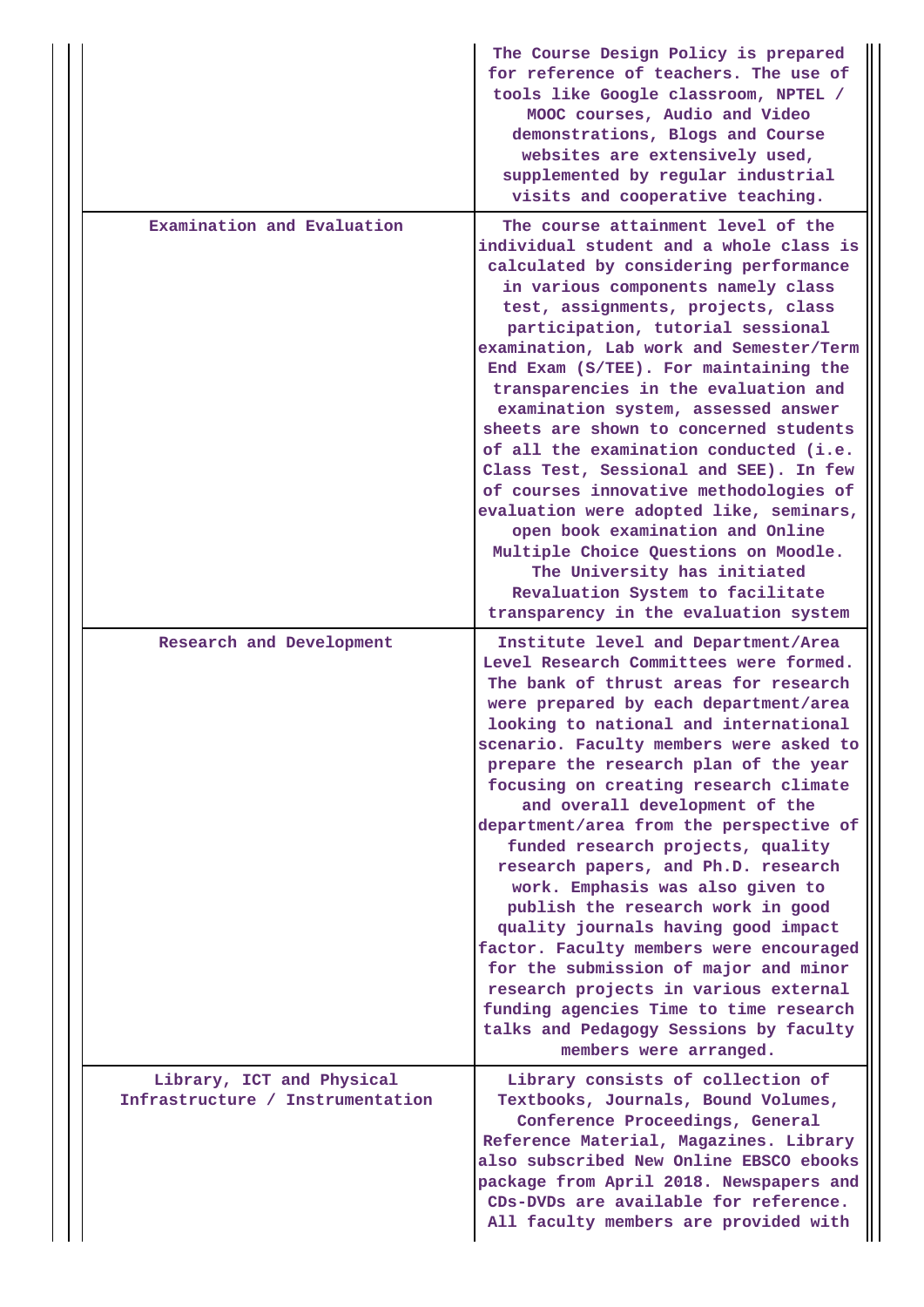| | |
|---|---|
| | The Course Design Policy is prepared for reference of teachers. The use of tools like Google classroom, NPTEL / MOOC courses, Audio and Video demonstrations, Blogs and Course websites are extensively used, supplemented by regular industrial visits and cooperative teaching. |
| Examination and Evaluation | The course attainment level of the individual student and a whole class is calculated by considering performance in various components namely class test, assignments, projects, class participation, tutorial sessional examination, Lab work and Semester/Term End Exam (S/TEE). For maintaining the transparencies in the evaluation and examination system, assessed answer sheets are shown to concerned students of all the examination conducted (i.e. Class Test, Sessional and SEE). In few of courses innovative methodologies of evaluation were adopted like, seminars, open book examination and Online Multiple Choice Questions on Moodle. The University has initiated Revaluation System to facilitate transparency in the evaluation system |
| Research and Development | Institute level and Department/Area Level Research Committees were formed. The bank of thrust areas for research were prepared by each department/area looking to national and international scenario. Faculty members were asked to prepare the research plan of the year focusing on creating research climate and overall development of the department/area from the perspective of funded research projects, quality research papers, and Ph.D. research work. Emphasis was also given to publish the research work in good quality journals having good impact factor. Faculty members were encouraged for the submission of major and minor research projects in various external funding agencies Time to time research talks and Pedagogy Sessions by faculty members were arranged. |
| Library, ICT and Physical Infrastructure / Instrumentation | Library consists of collection of Textbooks, Journals, Bound Volumes, Conference Proceedings, General Reference Material, Magazines. Library also subscribed New Online EBSCO ebooks package from April 2018. Newspapers and CDs-DVDs are available for reference. All faculty members are provided with |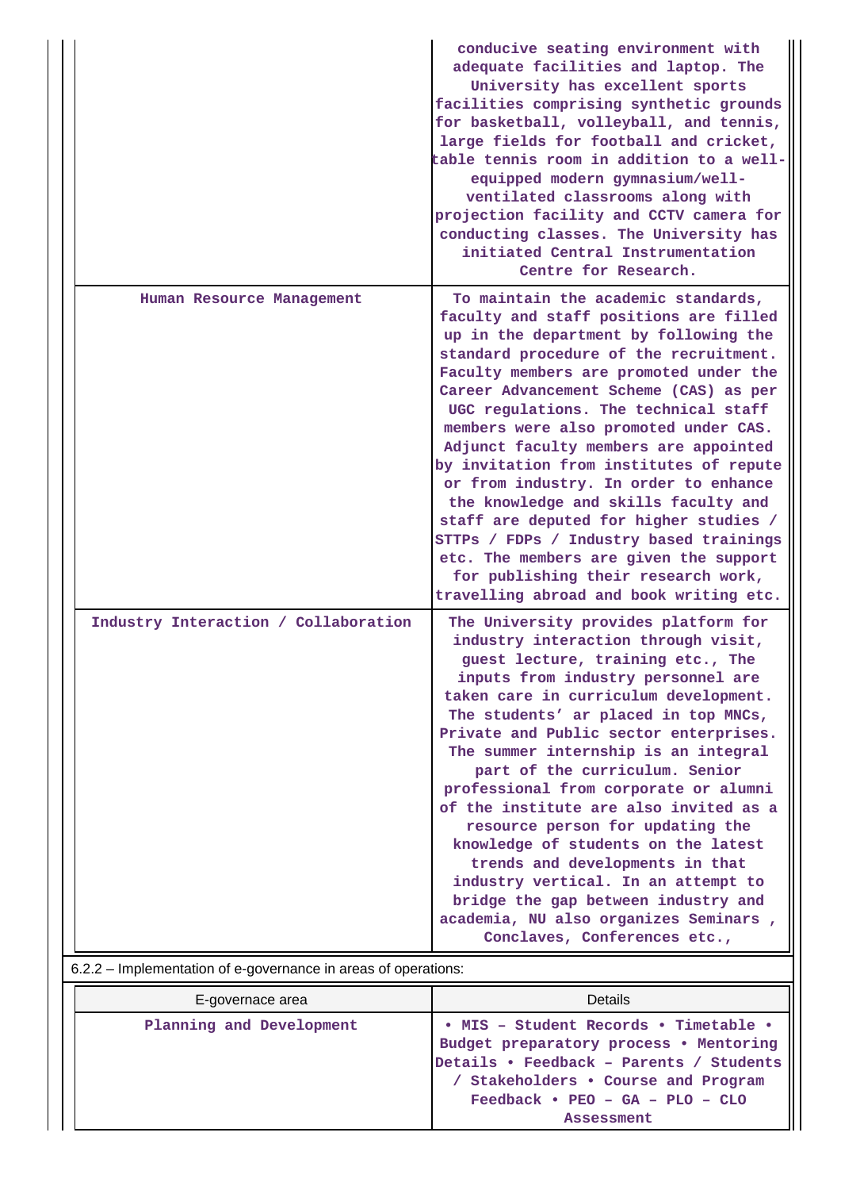| | |
|---|---|
| | conducive seating environment with adequate facilities and laptop. The University has excellent sports facilities comprising synthetic grounds for basketball, volleyball, and tennis, large fields for football and cricket, table tennis room in addition to a well-equipped modern gymnasium/well-ventilated classrooms along with projection facility and CCTV camera for conducting classes. The University has initiated Central Instrumentation Centre for Research. |
| Human Resource Management | To maintain the academic standards, faculty and staff positions are filled up in the department by following the standard procedure of the recruitment. Faculty members are promoted under the Career Advancement Scheme (CAS) as per UGC regulations. The technical staff members were also promoted under CAS. Adjunct faculty members are appointed by invitation from institutes of repute or from industry. In order to enhance the knowledge and skills faculty and staff are deputed for higher studies / STTPs / FDPs / Industry based trainings etc. The members are given the support for publishing their research work, travelling abroad and book writing etc. |
| Industry Interaction / Collaboration | The University provides platform for industry interaction through visit, guest lecture, training etc., The inputs from industry personnel are taken care in curriculum development. The students' ar placed in top MNCs, Private and Public sector enterprises. The summer internship is an integral part of the curriculum. Senior professional from corporate or alumni of the institute are also invited as a resource person for updating the knowledge of students on the latest trends and developments in that industry vertical. In an attempt to bridge the gap between industry and academia, NU also organizes Seminars , Conclaves, Conferences etc., |

6.2.2 – Implementation of e-governance in areas of operations:

| E-governace area | Details |
|---|---|
| Planning and Development | • MIS – Student Records • Timetable • Budget preparatory process • Mentoring Details • Feedback – Parents / Students / Stakeholders • Course and Program Feedback • PEO – GA – PLO – CLO Assessment |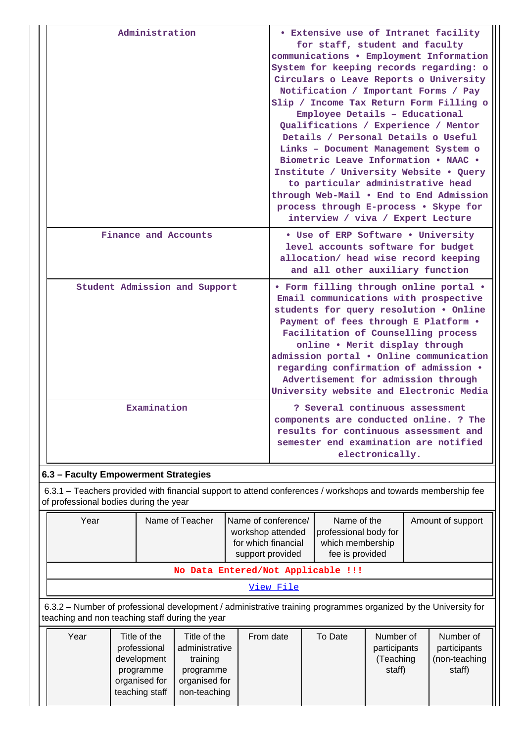| Administration | • Extensive use of Intranet facility for staff, student and faculty communications • Employment Information System for keeping records regarding: o Circulars o Leave Reports o University Notification / Important Forms / Pay Slip / Income Tax Return Form Filling o Employee Details – Educational Qualifications / Experience / Mentor Details / Personal Details o Useful Links – Document Management System o Biometric Leave Information • NAAC • Institute / University Website • Query to particular administrative head through Web-Mail • End to End Admission process through E-process • Skype for interview / viva / Expert Lecture |
|---|---|
| Finance and Accounts | • Use of ERP Software • University level accounts software for budget allocation/ head wise record keeping and all other auxiliary function |
| Student Admission and Support | • Form filling through online portal • Email communications with prospective students for query resolution • Online Payment of fees through E Platform • Facilitation of Counselling process online • Merit display through admission portal • Online communication regarding confirmation of admission • Advertisement for admission through University website and Electronic Media |
| Examination | ? Several continuous assessment components are conducted online. ? The results for continuous assessment and semester end examination are notified electronically. |

### 6.3 – Faculty Empowerment Strategies

6.3.1 – Teachers provided with financial support to attend conferences / workshops and towards membership fee of professional bodies during the year

| Year | Name of Teacher | Name of conference/ workshop attended for which financial support provided | Name of the professional body for which membership fee is provided | Amount of support |
|---|---|---|---|---|
| No Data Entered/Not Applicable !!! | | | | |
| View File | | | | |

6.3.2 – Number of professional development / administrative training programmes organized by the University for teaching and non teaching staff during the year

| Year | Title of the professional development programme organised for teaching staff | Title of the administrative training programme organised for non-teaching | From date | To Date | Number of participants (Teaching staff) | Number of participants (non-teaching staff) |
|---|---|---|---|---|---|---|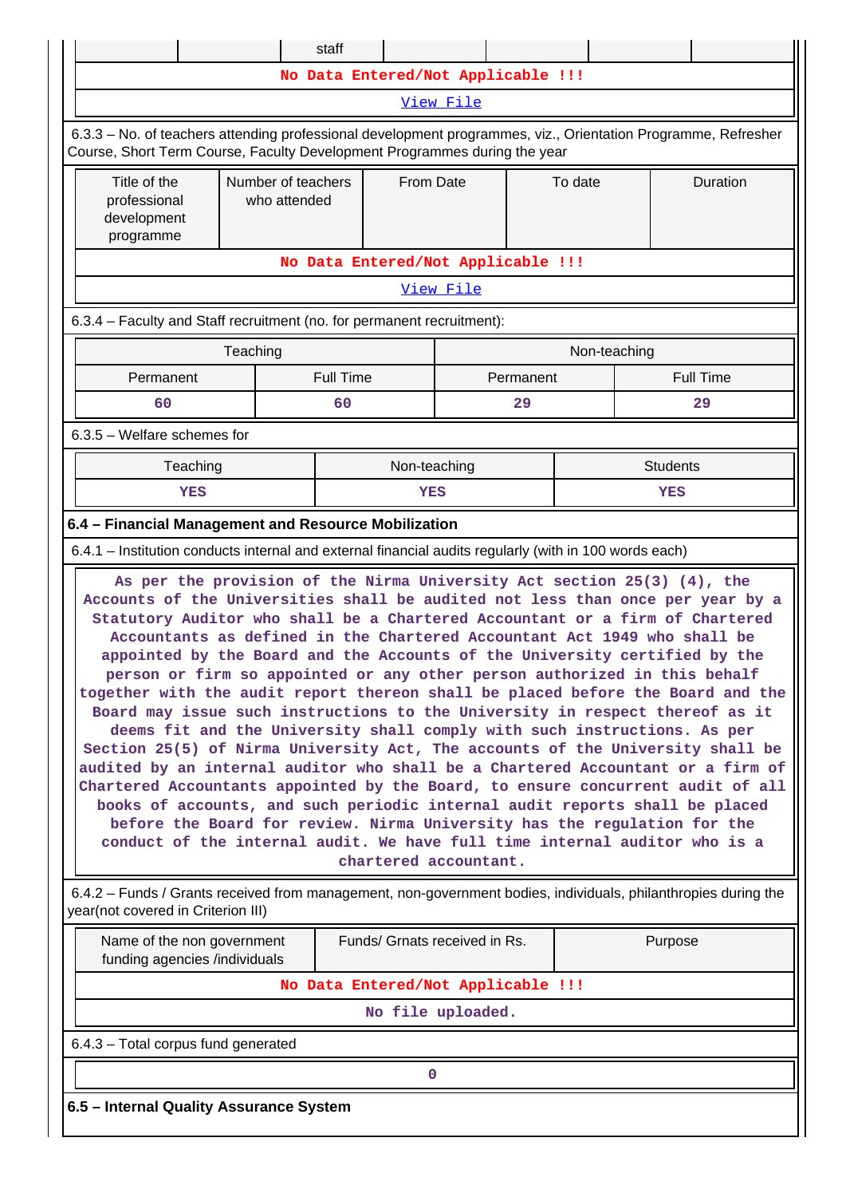| | | staff | | | | |
|---|---|---|---|---|---|---|
| No Data Entered/Not Applicable !!! | | | | | | |
| View File | | | | | | |

6.3.3 – No. of teachers attending professional development programmes, viz., Orientation Programme, Refresher Course, Short Term Course, Faculty Development Programmes during the year

| Title of the professional development programme | Number of teachers who attended | From Date | To date | Duration |
|---|---|---|---|---|
| No Data Entered/Not Applicable !!! | | | | |
| View File | | | | |

6.3.4 – Faculty and Staff recruitment (no. for permanent recruitment):

| Teaching | | Non-teaching | |
|---|---|---|---|
| Permanent | Full Time | Permanent | Full Time |
| 60 | 60 | 29 | 29 |

6.3.5 – Welfare schemes for

| Teaching | Non-teaching | Students |
|---|---|---|
| YES | YES | YES |

**6.4 – Financial Management and Resource Mobilization**

6.4.1 – Institution conducts internal and external financial audits regularly (with in 100 words each)

As per the provision of the Nirma University Act section 25(3) (4), the Accounts of the Universities shall be audited not less than once per year by a Statutory Auditor who shall be a Chartered Accountant or a firm of Chartered Accountants as defined in the Chartered Accountant Act 1949 who shall be appointed by the Board and the Accounts of the University certified by the person or firm so appointed or any other person authorized in this behalf together with the audit report thereon shall be placed before the Board and the Board may issue such instructions to the University in respect thereof as it deems fit and the University shall comply with such instructions. As per Section 25(5) of Nirma University Act, The accounts of the University shall be audited by an internal auditor who shall be a Chartered Accountant or a firm of Chartered Accountants appointed by the Board, to ensure concurrent audit of all books of accounts, and such periodic internal audit reports shall be placed before the Board for review. Nirma University has the regulation for the conduct of the internal audit. We have full time internal auditor who is a chartered accountant.

6.4.2 – Funds / Grants received from management, non-government bodies, individuals, philanthropies during the year(not covered in Criterion III)

| Name of the non government funding agencies /individuals | Funds/ Grnats received in Rs. | Purpose |
|---|---|---|
| No Data Entered/Not Applicable !!! | | |
| No file uploaded. | | |

6.4.3 – Total corpus fund generated

0

**6.5 – Internal Quality Assurance System**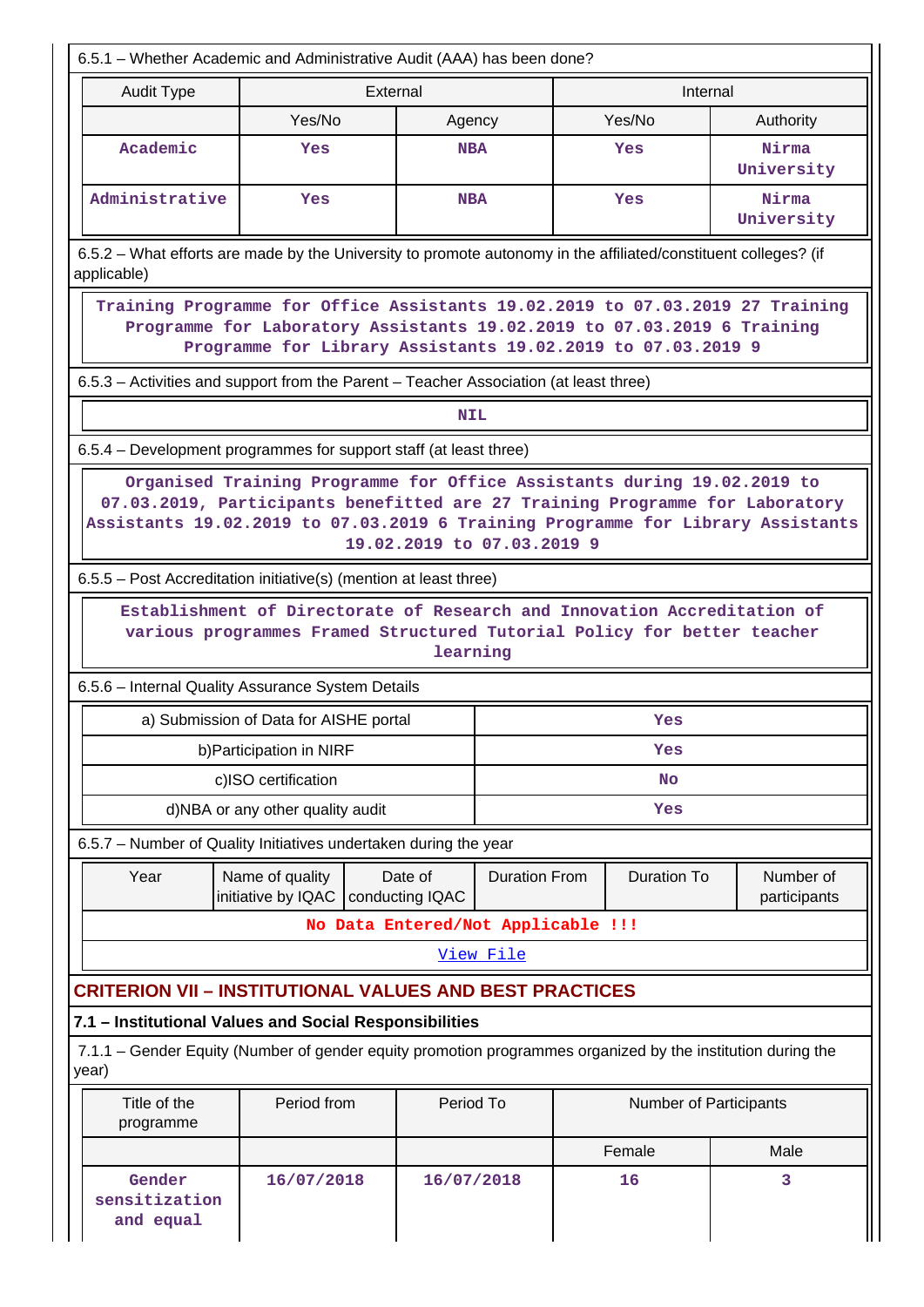6.5.1 – Whether Academic and Administrative Audit (AAA) has been done?

| Audit Type | External | | Internal | |
|---|---|---|---|---|
| | Yes/No | Agency | Yes/No | Authority |
| Academic | Yes | NBA | Yes | Nirma University |
| Administrative | Yes | NBA | Yes | Nirma University |

6.5.2 – What efforts are made by the University to promote autonomy in the affiliated/constituent colleges? (if applicable)

Training Programme for Office Assistants 19.02.2019 to 07.03.2019 27 Training Programme for Laboratory Assistants 19.02.2019 to 07.03.2019 6 Training Programme for Library Assistants 19.02.2019 to 07.03.2019 9

6.5.3 – Activities and support from the Parent – Teacher Association (at least three)

NIL

6.5.4 – Development programmes for support staff (at least three)

Organised Training Programme for Office Assistants during 19.02.2019 to 07.03.2019, Participants benefitted are 27 Training Programme for Laboratory Assistants 19.02.2019 to 07.03.2019 6 Training Programme for Library Assistants 19.02.2019 to 07.03.2019 9

6.5.5 – Post Accreditation initiative(s) (mention at least three)

Establishment of Directorate of Research and Innovation Accreditation of various programmes Framed Structured Tutorial Policy for better teacher learning

6.5.6 – Internal Quality Assurance System Details

| | |
|---|---|
| a) Submission of Data for AISHE portal | Yes |
| b)Participation in NIRF | Yes |
| c)ISO certification | No |
| d)NBA or any other quality audit | Yes |

6.5.7 – Number of Quality Initiatives undertaken during the year

| Year | Name of quality initiative by IQAC | Date of conducting IQAC | Duration From | Duration To | Number of participants |
|---|---|---|---|---|---|
| No Data Entered/Not Applicable !!! | | | | | |
| View File | | | | | |

## CRITERION VII – INSTITUTIONAL VALUES AND BEST PRACTICES

### 7.1 – Institutional Values and Social Responsibilities

7.1.1 – Gender Equity (Number of gender equity promotion programmes organized by the institution during the year)

| Title of the programme | Period from | Period To | Number of Participants | |
|---|---|---|---|---|
| | | | Female | Male |
| Gender sensitization and equal | 16/07/2018 | 16/07/2018 | 16 | 3 |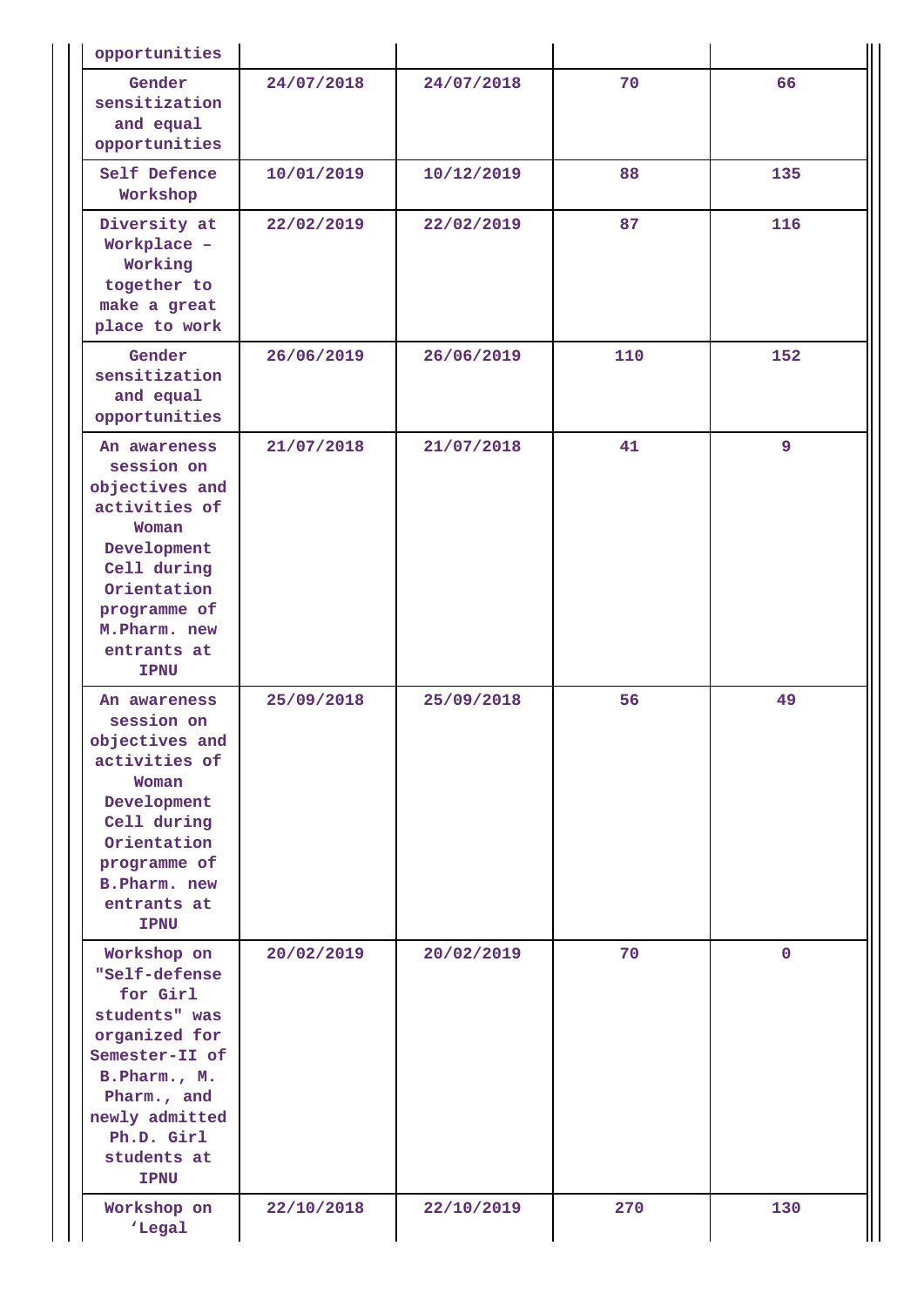| | | | | |
|---|---|---|---|---|
| opportunities | | | | |
| Gender sensitization and equal opportunities | 24/07/2018 | 24/07/2018 | 70 | 66 |
| Self Defence Workshop | 10/01/2019 | 10/12/2019 | 88 | 135 |
| Diversity at Workplace – Working together to make a great place to work | 22/02/2019 | 22/02/2019 | 87 | 116 |
| Gender sensitization and equal opportunities | 26/06/2019 | 26/06/2019 | 110 | 152 |
| An awareness session on objectives and activities of Woman Development Cell during Orientation programme of M.Pharm. new entrants at IPNU | 21/07/2018 | 21/07/2018 | 41 | 9 |
| An awareness session on objectives and activities of Woman Development Cell during Orientation programme of B.Pharm. new entrants at IPNU | 25/09/2018 | 25/09/2018 | 56 | 49 |
| Workshop on "Self-defense for Girl students" was organized for Semester-II of B.Pharm., M. Pharm., and newly admitted Ph.D. Girl students at IPNU | 20/02/2019 | 20/02/2019 | 70 | 0 |
| Workshop on 'Legal | 22/10/2018 | 22/10/2019 | 270 | 130 |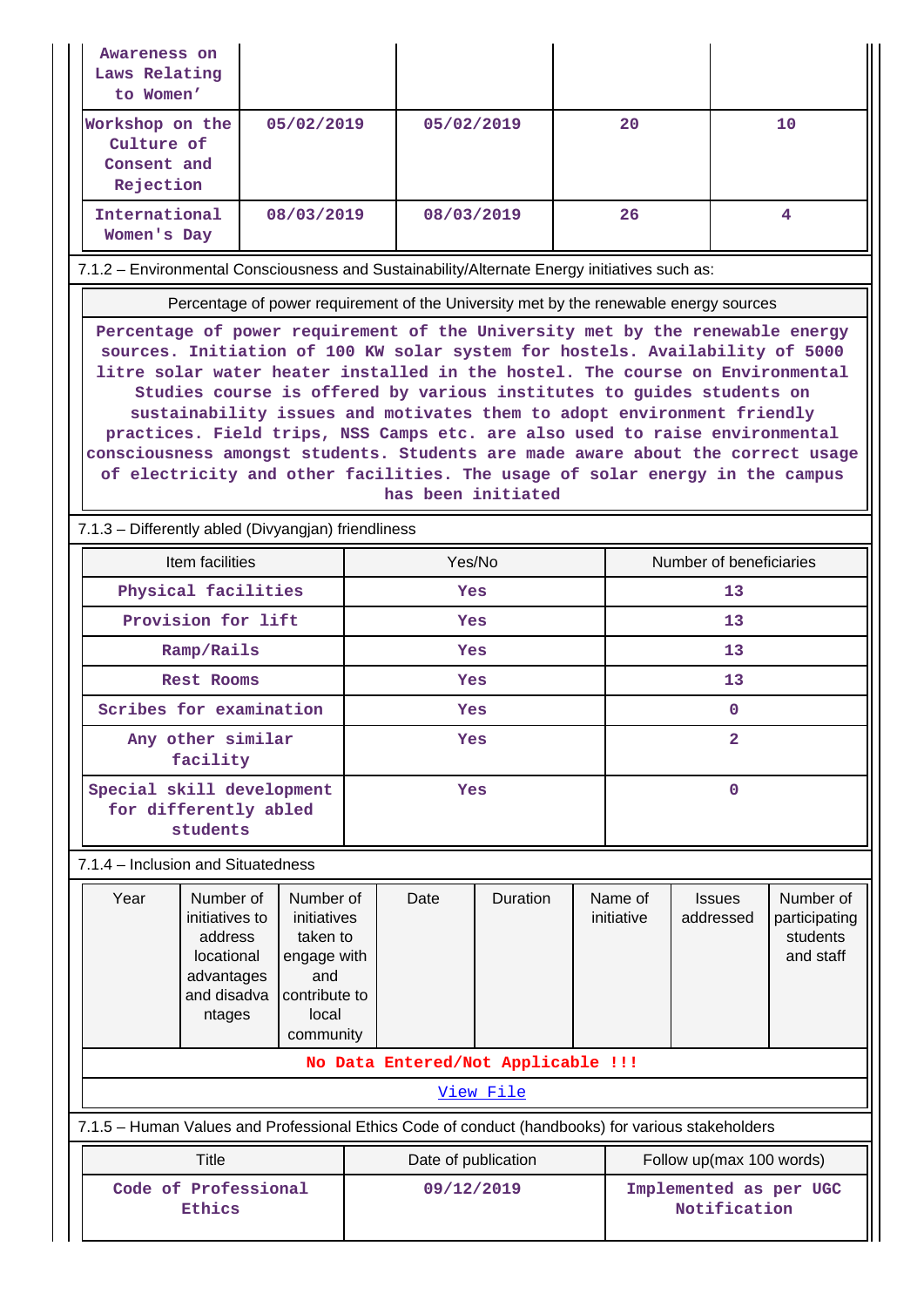| | | | | |
|---|---|---|---|---|
| Awareness on Laws Relating to Women' | | | | |
| Workshop on the Culture of Consent and Rejection | 05/02/2019 | 05/02/2019 | 20 | 10 |
| International Women's Day | 08/03/2019 | 08/03/2019 | 26 | 4 |

7.1.2 – Environmental Consciousness and Sustainability/Alternate Energy initiatives such as:

| Percentage of power requirement of the University met by the renewable energy sources |
|---|
| Percentage of power requirement of the University met by the renewable energy sources. Initiation of 100 KW solar system for hostels. Availability of 5000 litre solar water heater installed in the hostel. The course on Environmental Studies course is offered by various institutes to guides students on sustainability issues and motivates them to adopt environment friendly practices. Field trips, NSS Camps etc. are also used to raise environmental consciousness amongst students. Students are made aware about the correct usage of electricity and other facilities. The usage of solar energy in the campus has been initiated |

7.1.3 – Differently abled (Divyangjan) friendliness

| Item facilities | Yes/No | Number of beneficiaries |
|---|---|---|
| Physical facilities | Yes | 13 |
| Provision for lift | Yes | 13 |
| Ramp/Rails | Yes | 13 |
| Rest Rooms | Yes | 13 |
| Scribes for examination | Yes | 0 |
| Any other similar facility | Yes | 2 |
| Special skill development for differently abled students | Yes | 0 |

7.1.4 – Inclusion and Situatedness

| Year | Number of initiatives to address locational advantages and disadvantages | Number of initiatives taken to engage with and contribute to local community | Date | Duration | Name of initiative | Issues addressed | Number of participating students and staff |
|---|---|---|---|---|---|---|---|
| No Data Entered/Not Applicable !!! | | | | | | | |
| View File | | | | | | | |

7.1.5 – Human Values and Professional Ethics Code of conduct (handbooks) for various stakeholders

| Title | Date of publication | Follow up(max 100 words) |
|---|---|---|
| Code of Professional Ethics | 09/12/2019 | Implemented as per UGC Notification |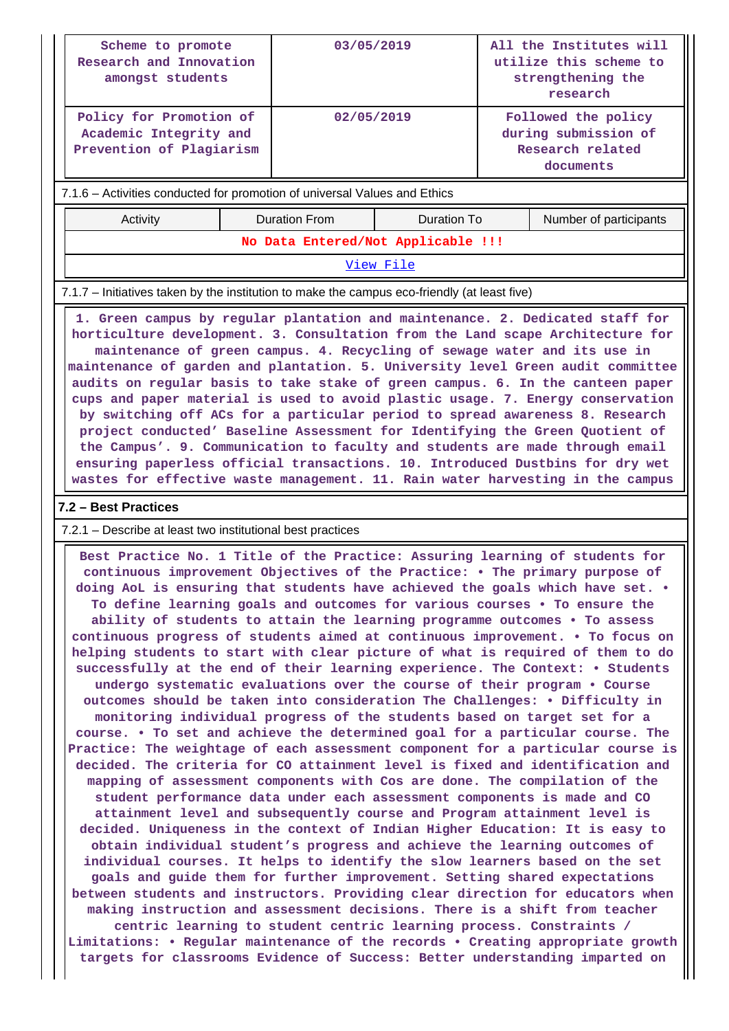| | | |
|---|---|---|
| Scheme to promote Research and Innovation amongst students | 03/05/2019 | All the Institutes will utilize this scheme to strengthening the research |
| Policy for Promotion of Academic Integrity and Prevention of Plagiarism | 02/05/2019 | Followed the policy during submission of Research related documents |

7.1.6 – Activities conducted for promotion of universal Values and Ethics

| Activity | Duration From | Duration To | Number of participants |
|---|---|---|---|
| No Data Entered/Not Applicable !!! | | | |
| View File | | | |

7.1.7 – Initiatives taken by the institution to make the campus eco-friendly (at least five)

1. Green campus by regular plantation and maintenance. 2. Dedicated staff for horticulture development. 3. Consultation from the Land scape Architecture for maintenance of green campus. 4. Recycling of sewage water and its use in maintenance of garden and plantation. 5. University level Green audit committee audits on regular basis to take stake of green campus. 6. In the canteen paper cups and paper material is used to avoid plastic usage. 7. Energy conservation by switching off ACs for a particular period to spread awareness 8. Research project conducted' Baseline Assessment for Identifying the Green Quotient of the Campus'. 9. Communication to faculty and students are made through email ensuring paperless official transactions. 10. Introduced Dustbins for dry wet wastes for effective waste management. 11. Rain water harvesting in the campus

## 7.2 – Best Practices

7.2.1 – Describe at least two institutional best practices

Best Practice No. 1 Title of the Practice: Assuring learning of students for continuous improvement Objectives of the Practice: • The primary purpose of doing AoL is ensuring that students have achieved the goals which have set. • To define learning goals and outcomes for various courses • To ensure the ability of students to attain the learning programme outcomes • To assess continuous progress of students aimed at continuous improvement. • To focus on helping students to start with clear picture of what is required of them to do successfully at the end of their learning experience. The Context: • Students undergo systematic evaluations over the course of their program • Course outcomes should be taken into consideration The Challenges: • Difficulty in monitoring individual progress of the students based on target set for a course. • To set and achieve the determined goal for a particular course. The Practice: The weightage of each assessment component for a particular course is decided. The criteria for CO attainment level is fixed and identification and mapping of assessment components with Cos are done. The compilation of the student performance data under each assessment components is made and CO attainment level and subsequently course and Program attainment level is decided. Uniqueness in the context of Indian Higher Education: It is easy to obtain individual student's progress and achieve the learning outcomes of individual courses. It helps to identify the slow learners based on the set goals and guide them for further improvement. Setting shared expectations between students and instructors. Providing clear direction for educators when making instruction and assessment decisions. There is a shift from teacher centric learning to student centric learning process. Constraints / Limitations: • Regular maintenance of the records • Creating appropriate growth targets for classrooms Evidence of Success: Better understanding imparted on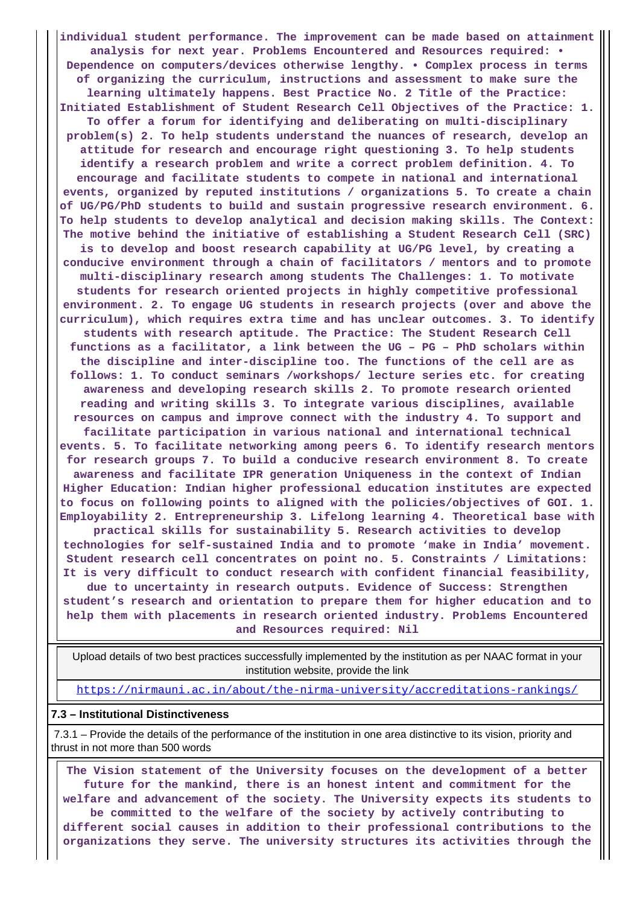**individual student performance. The improvement can be made based on attainment analysis for next year. Problems Encountered and Resources required: • Dependence on computers/devices otherwise lengthy. • Complex process in terms of organizing the curriculum, instructions and assessment to make sure the learning ultimately happens. Best Practice No. 2 Title of the Practice: Initiated Establishment of Student Research Cell Objectives of the Practice: 1. To offer a forum for identifying and deliberating on multi-disciplinary problem(s) 2. To help students understand the nuances of research, develop an attitude for research and encourage right questioning 3. To help students identify a research problem and write a correct problem definition. 4. To encourage and facilitate students to compete in national and international events, organized by reputed institutions / organizations 5. To create a chain of UG/PG/PhD students to build and sustain progressive research environment. 6. To help students to develop analytical and decision making skills. The Context: The motive behind the initiative of establishing a Student Research Cell (SRC) is to develop and boost research capability at UG/PG level, by creating a conducive environment through a chain of facilitators / mentors and to promote multi-disciplinary research among students The Challenges: 1. To motivate students for research oriented projects in highly competitive professional environment. 2. To engage UG students in research projects (over and above the curriculum), which requires extra time and has unclear outcomes. 3. To identify students with research aptitude. The Practice: The Student Research Cell functions as a facilitator, a link between the UG – PG – PhD scholars within the discipline and inter-discipline too. The functions of the cell are as follows: 1. To conduct seminars /workshops/ lecture series etc. for creating awareness and developing research skills 2. To promote research oriented reading and writing skills 3. To integrate various disciplines, available resources on campus and improve connect with the industry 4. To support and facilitate participation in various national and international technical events. 5. To facilitate networking among peers 6. To identify research mentors for research groups 7. To build a conducive research environment 8. To create awareness and facilitate IPR generation Uniqueness in the context of Indian Higher Education: Indian higher professional education institutes are expected to focus on following points to aligned with the policies/objectives of GOI. 1. Employability 2. Entrepreneurship 3. Lifelong learning 4. Theoretical base with practical skills for sustainability 5. Research activities to develop technologies for self-sustained India and to promote 'make in India' movement. Student research cell concentrates on point no. 5. Constraints / Limitations: It is very difficult to conduct research with confident financial feasibility, due to uncertainty in research outputs. Evidence of Success: Strengthen student's research and orientation to prepare them for higher education and to help them with placements in research oriented industry. Problems Encountered and Resources required: Nil**

| Upload details of two best practices successfully implemented by the institution as per NAAC format in your institution website, provide the link |
|---|
| https://nirmauni.ac.in/about/the-nirma-university/accreditations-rankings/ |

### 7.3 – Institutional Distinctiveness

7.3.1 – Provide the details of the performance of the institution in one area distinctive to its vision, priority and thrust in not more than 500 words

**The Vision statement of the University focuses on the development of a better future for the mankind, there is an honest intent and commitment for the welfare and advancement of the society. The University expects its students to be committed to the welfare of the society by actively contributing to different social causes in addition to their professional contributions to the organizations they serve. The university structures its activities through the**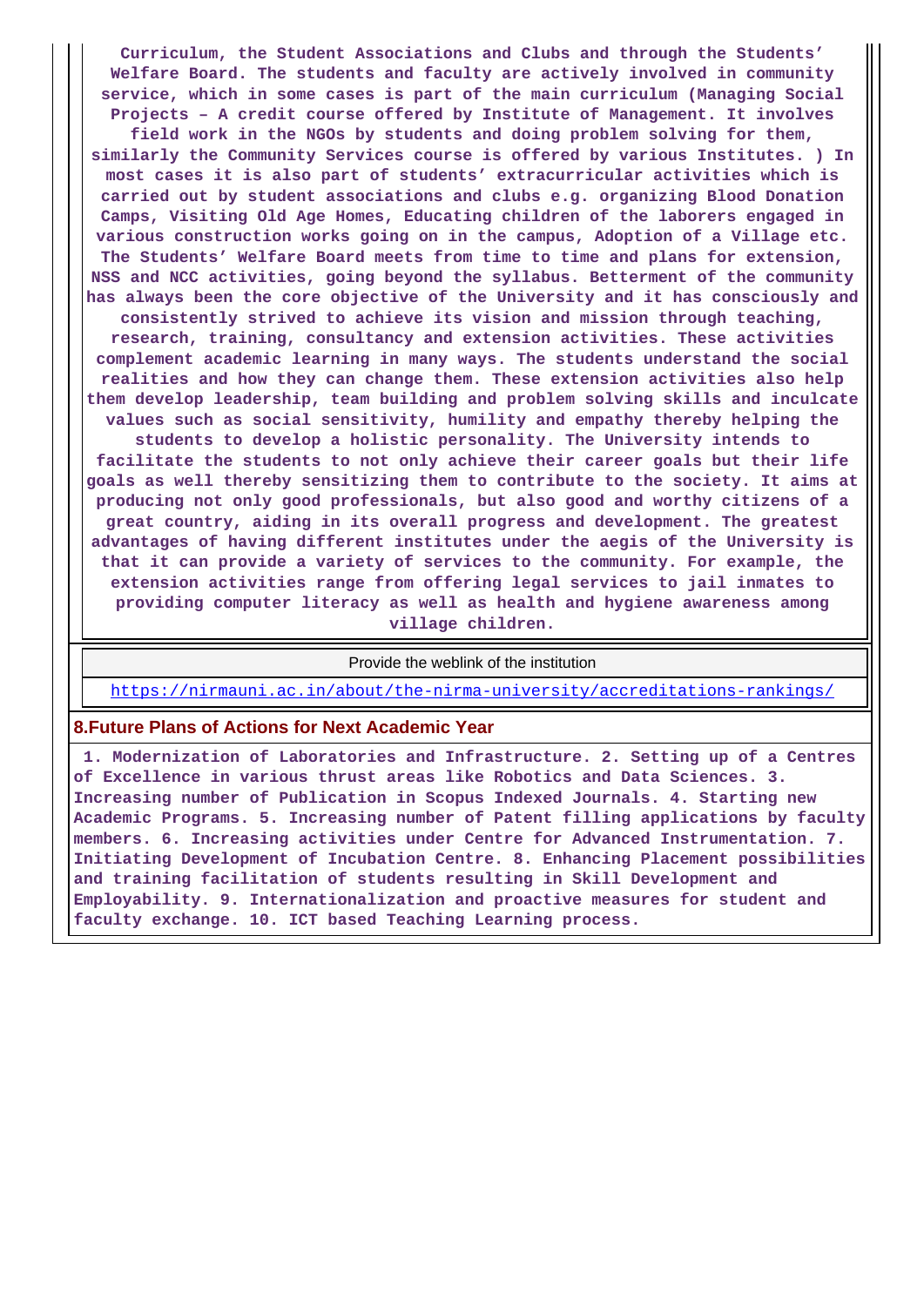Curriculum, the Student Associations and Clubs and through the Students' Welfare Board. The students and faculty are actively involved in community service, which in some cases is part of the main curriculum (Managing Social Projects – A credit course offered by Institute of Management. It involves field work in the NGOs by students and doing problem solving for them, similarly the Community Services course is offered by various Institutes. ) In most cases it is also part of students' extracurricular activities which is carried out by student associations and clubs e.g. organizing Blood Donation Camps, Visiting Old Age Homes, Educating children of the laborers engaged in various construction works going on in the campus, Adoption of a Village etc. The Students' Welfare Board meets from time to time and plans for extension, NSS and NCC activities, going beyond the syllabus. Betterment of the community has always been the core objective of the University and it has consciously and consistently strived to achieve its vision and mission through teaching, research, training, consultancy and extension activities. These activities complement academic learning in many ways. The students understand the social realities and how they can change them. These extension activities also help them develop leadership, team building and problem solving skills and inculcate values such as social sensitivity, humility and empathy thereby helping the students to develop a holistic personality. The University intends to facilitate the students to not only achieve their career goals but their life goals as well thereby sensitizing them to contribute to the society. It aims at producing not only good professionals, but also good and worthy citizens of a great country, aiding in its overall progress and development. The greatest advantages of having different institutes under the aegis of the University is that it can provide a variety of services to the community. For example, the extension activities range from offering legal services to jail inmates to providing computer literacy as well as health and hygiene awareness among village children.

| Provide the weblink of the institution |
| --- |
| https://nirmauni.ac.in/about/the-nirma-university/accreditations-rankings/ |

## 8.Future Plans of Actions for Next Academic Year

1. Modernization of Laboratories and Infrastructure. 2. Setting up of a Centres of Excellence in various thrust areas like Robotics and Data Sciences. 3. Increasing number of Publication in Scopus Indexed Journals. 4. Starting new Academic Programs. 5. Increasing number of Patent filling applications by faculty members. 6. Increasing activities under Centre for Advanced Instrumentation. 7. Initiating Development of Incubation Centre. 8. Enhancing Placement possibilities and training facilitation of students resulting in Skill Development and Employability. 9. Internationalization and proactive measures for student and faculty exchange. 10. ICT based Teaching Learning process.